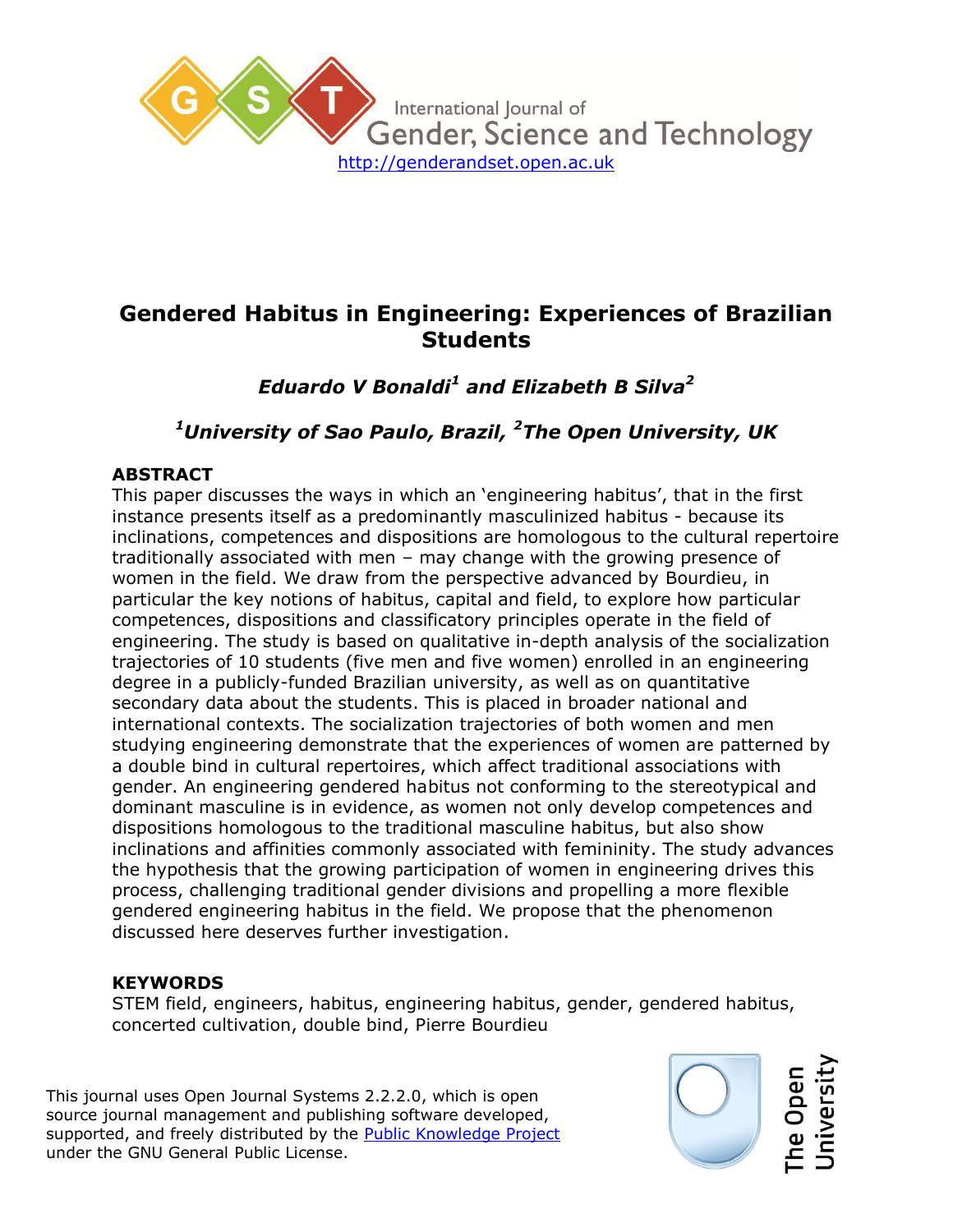International Journal of Gender, Science and Technology

http://genderandset.open.ac.uk

# Gendered Habitus in Engineering: Experiences of Brazilian Students

***Eduardo V Bonaldi[1] and Elizabeth B Silva[2]***

***[1]University of Sao Paulo, Brazil, [2]The Open University, UK***

## ABSTRACT

This paper discusses the ways in which an 'engineering habitus', that in the first instance presents itself as a predominantly masculinized habitus - because its inclinations, competences and dispositions are homologous to the cultural repertoire traditionally associated with men – may change with the growing presence of women in the field. We draw from the perspective advanced by Bourdieu, in particular the key notions of habitus, capital and field, to explore how particular competences, dispositions and classificatory principles operate in the field of engineering. The study is based on qualitative in-depth analysis of the socialization trajectories of 10 students (five men and five women) enrolled in an engineering degree in a publicly-funded Brazilian university, as well as on quantitative secondary data about the students. This is placed in broader national and international contexts. The socialization trajectories of both women and men studying engineering demonstrate that the experiences of women are patterned by a double bind in cultural repertoires, which affect traditional associations with gender. An engineering gendered habitus not conforming to the stereotypical and dominant masculine is in evidence, as women not only develop competences and dispositions homologous to the traditional masculine habitus, but also show inclinations and affinities commonly associated with femininity. The study advances the hypothesis that the growing participation of women in engineering drives this process, challenging traditional gender divisions and propelling a more flexible gendered engineering habitus in the field. We propose that the phenomenon discussed here deserves further investigation.

## KEYWORDS

STEM field, engineers, habitus, engineering habitus, gender, gendered habitus, concerted cultivation, double bind, Pierre Bourdieu

This journal uses Open Journal Systems 2.2.2.0, which is open source journal management and publishing software developed, supported, and freely distributed by the Public Knowledge Project under the GNU General Public License.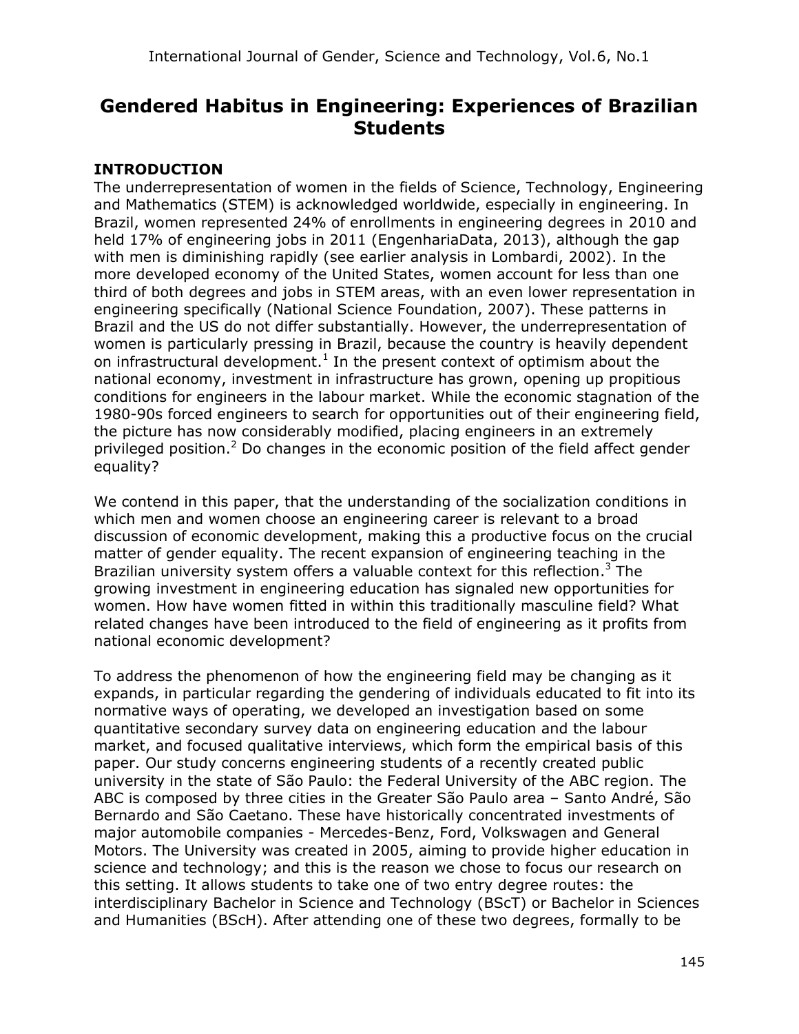# Gendered Habitus in Engineering: Experiences of Brazilian Students

## INTRODUCTION

The underrepresentation of women in the fields of Science, Technology, Engineering and Mathematics (STEM) is acknowledged worldwide, especially in engineering. In Brazil, women represented 24% of enrollments in engineering degrees in 2010 and held 17% of engineering jobs in 2011 (EngenhariaData, 2013), although the gap with men is diminishing rapidly (see earlier analysis in Lombardi, 2002). In the more developed economy of the United States, women account for less than one third of both degrees and jobs in STEM areas, with an even lower representation in engineering specifically (National Science Foundation, 2007). These patterns in Brazil and the US do not differ substantially. However, the underrepresentation of women is particularly pressing in Brazil, because the country is heavily dependent on infrastructural development.[1] In the present context of optimism about the national economy, investment in infrastructure has grown, opening up propitious conditions for engineers in the labour market. While the economic stagnation of the 1980-90s forced engineers to search for opportunities out of their engineering field, the picture has now considerably modified, placing engineers in an extremely privileged position.[2] Do changes in the economic position of the field affect gender equality?

We contend in this paper, that the understanding of the socialization conditions in which men and women choose an engineering career is relevant to a broad discussion of economic development, making this a productive focus on the crucial matter of gender equality. The recent expansion of engineering teaching in the Brazilian university system offers a valuable context for this reflection.[3] The growing investment in engineering education has signaled new opportunities for women. How have women fitted in within this traditionally masculine field? What related changes have been introduced to the field of engineering as it profits from national economic development?

To address the phenomenon of how the engineering field may be changing as it expands, in particular regarding the gendering of individuals educated to fit into its normative ways of operating, we developed an investigation based on some quantitative secondary survey data on engineering education and the labour market, and focused qualitative interviews, which form the empirical basis of this paper. Our study concerns engineering students of a recently created public university in the state of São Paulo: the Federal University of the ABC region. The ABC is composed by three cities in the Greater São Paulo area – Santo André, São Bernardo and São Caetano. These have historically concentrated investments of major automobile companies - Mercedes-Benz, Ford, Volkswagen and General Motors. The University was created in 2005, aiming to provide higher education in science and technology; and this is the reason we chose to focus our research on this setting. It allows students to take one of two entry degree routes: the interdisciplinary Bachelor in Science and Technology (BScT) or Bachelor in Sciences and Humanities (BScH). After attending one of these two degrees, formally to be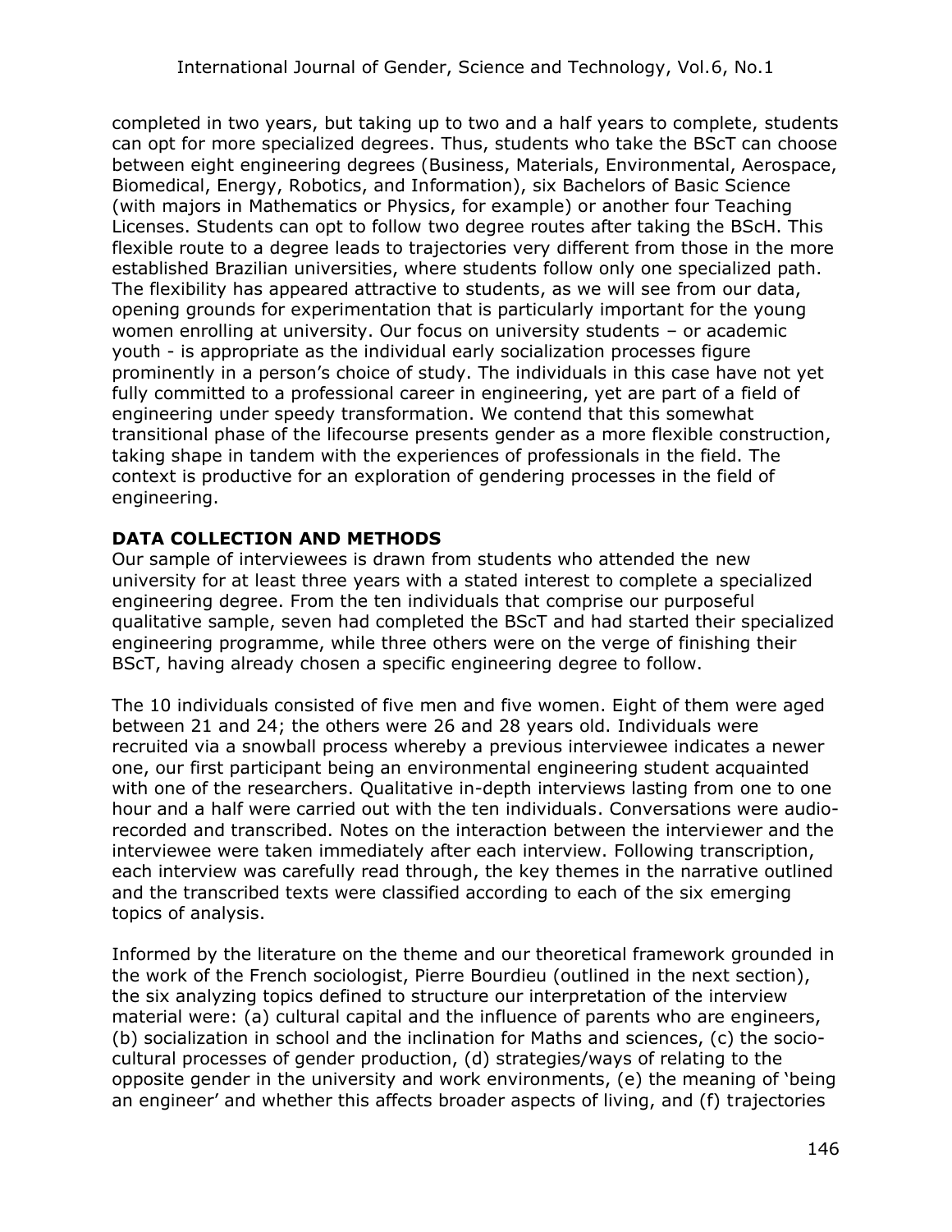completed in two years, but taking up to two and a half years to complete, students can opt for more specialized degrees. Thus, students who take the BScT can choose between eight engineering degrees (Business, Materials, Environmental, Aerospace, Biomedical, Energy, Robotics, and Information), six Bachelors of Basic Science (with majors in Mathematics or Physics, for example) or another four Teaching Licenses. Students can opt to follow two degree routes after taking the BScH. This flexible route to a degree leads to trajectories very different from those in the more established Brazilian universities, where students follow only one specialized path. The flexibility has appeared attractive to students, as we will see from our data, opening grounds for experimentation that is particularly important for the young women enrolling at university. Our focus on university students – or academic youth - is appropriate as the individual early socialization processes figure prominently in a person's choice of study. The individuals in this case have not yet fully committed to a professional career in engineering, yet are part of a field of engineering under speedy transformation. We contend that this somewhat transitional phase of the lifecourse presents gender as a more flexible construction, taking shape in tandem with the experiences of professionals in the field. The context is productive for an exploration of gendering processes in the field of engineering.

## DATA COLLECTION AND METHODS

Our sample of interviewees is drawn from students who attended the new university for at least three years with a stated interest to complete a specialized engineering degree. From the ten individuals that comprise our purposeful qualitative sample, seven had completed the BScT and had started their specialized engineering programme, while three others were on the verge of finishing their BScT, having already chosen a specific engineering degree to follow.

The 10 individuals consisted of five men and five women. Eight of them were aged between 21 and 24; the others were 26 and 28 years old. Individuals were recruited via a snowball process whereby a previous interviewee indicates a newer one, our first participant being an environmental engineering student acquainted with one of the researchers. Qualitative in-depth interviews lasting from one to one hour and a half were carried out with the ten individuals. Conversations were audio-recorded and transcribed. Notes on the interaction between the interviewer and the interviewee were taken immediately after each interview. Following transcription, each interview was carefully read through, the key themes in the narrative outlined and the transcribed texts were classified according to each of the six emerging topics of analysis.

Informed by the literature on the theme and our theoretical framework grounded in the work of the French sociologist, Pierre Bourdieu (outlined in the next section), the six analyzing topics defined to structure our interpretation of the interview material were: (a) cultural capital and the influence of parents who are engineers, (b) socialization in school and the inclination for Maths and sciences, (c) the socio-cultural processes of gender production, (d) strategies/ways of relating to the opposite gender in the university and work environments, (e) the meaning of 'being an engineer' and whether this affects broader aspects of living, and (f) trajectories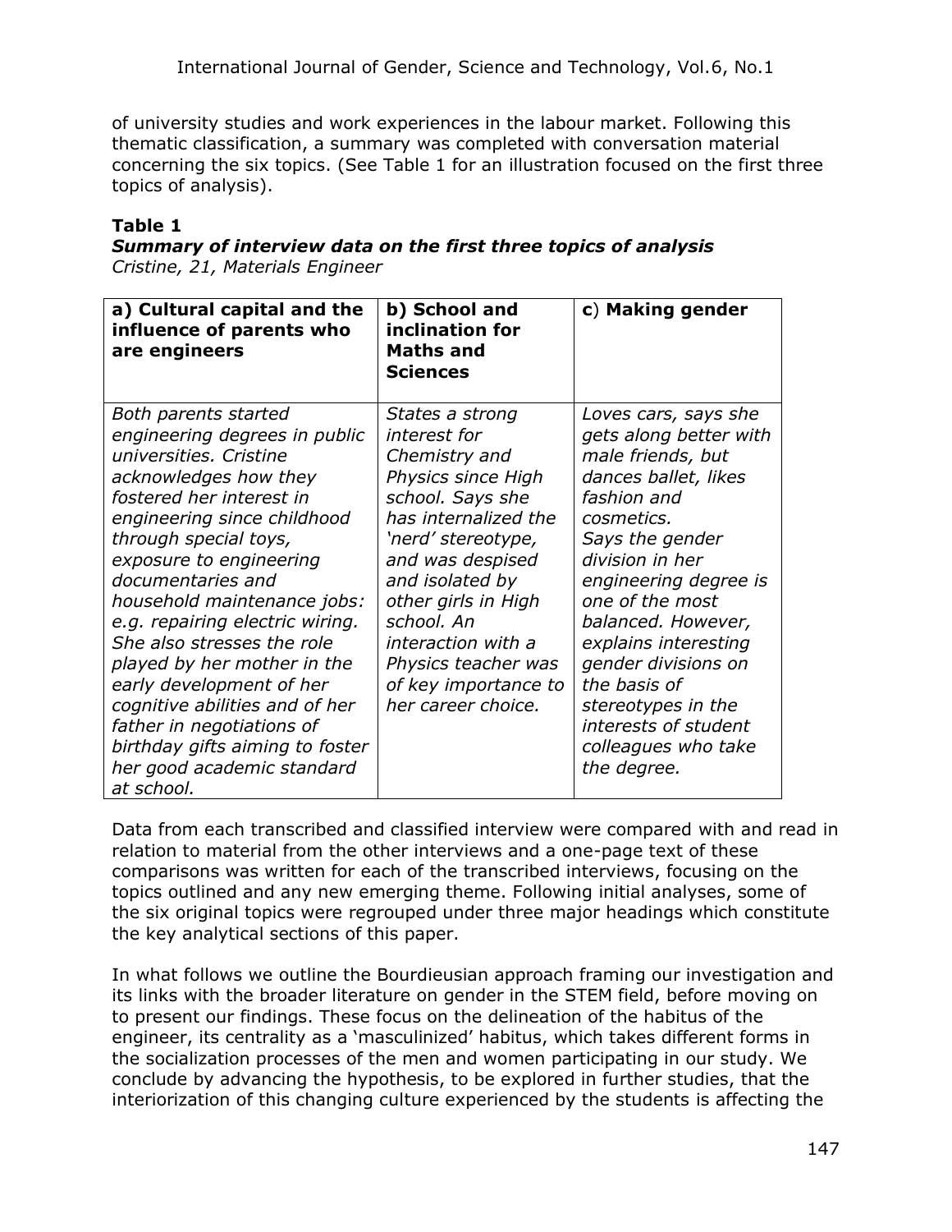of university studies and work experiences in the labour market. Following this thematic classification, a summary was completed with conversation material concerning the six topics. (See Table 1 for an illustration focused on the first three topics of analysis).

**Table 1**
***Summary of interview data on the first three topics of analysis***
*Cristine, 21, Materials Engineer*

| **a) Cultural capital and the influence of parents who are engineers** | **b) School and inclination for Maths and Sciences** | **c) Making gender** |
|---|---|---|
| *Both parents started engineering degrees in public universities. Cristine acknowledges how they fostered her interest in engineering since childhood through special toys, exposure to engineering documentaries and household maintenance jobs: e.g. repairing electric wiring. She also stresses the role played by her mother in the early development of her cognitive abilities and of her father in negotiations of birthday gifts aiming to foster her good academic standard at school.* | *States a strong interest for Chemistry and Physics since High school. Says she has internalized the 'nerd' stereotype, and was despised and isolated by other girls in High school. An interaction with a Physics teacher was of key importance to her career choice.* | *Loves cars, says she gets along better with male friends, but dances ballet, likes fashion and cosmetics. Says the gender division in her engineering degree is one of the most balanced. However, explains interesting gender divisions on the basis of stereotypes in the interests of student colleagues who take the degree.* |

Data from each transcribed and classified interview were compared with and read in relation to material from the other interviews and a one-page text of these comparisons was written for each of the transcribed interviews, focusing on the topics outlined and any new emerging theme. Following initial analyses, some of the six original topics were regrouped under three major headings which constitute the key analytical sections of this paper.

In what follows we outline the Bourdieusian approach framing our investigation and its links with the broader literature on gender in the STEM field, before moving on to present our findings. These focus on the delineation of the habitus of the engineer, its centrality as a 'masculinized' habitus, which takes different forms in the socialization processes of the men and women participating in our study. We conclude by advancing the hypothesis, to be explored in further studies, that the interiorization of this changing culture experienced by the students is affecting the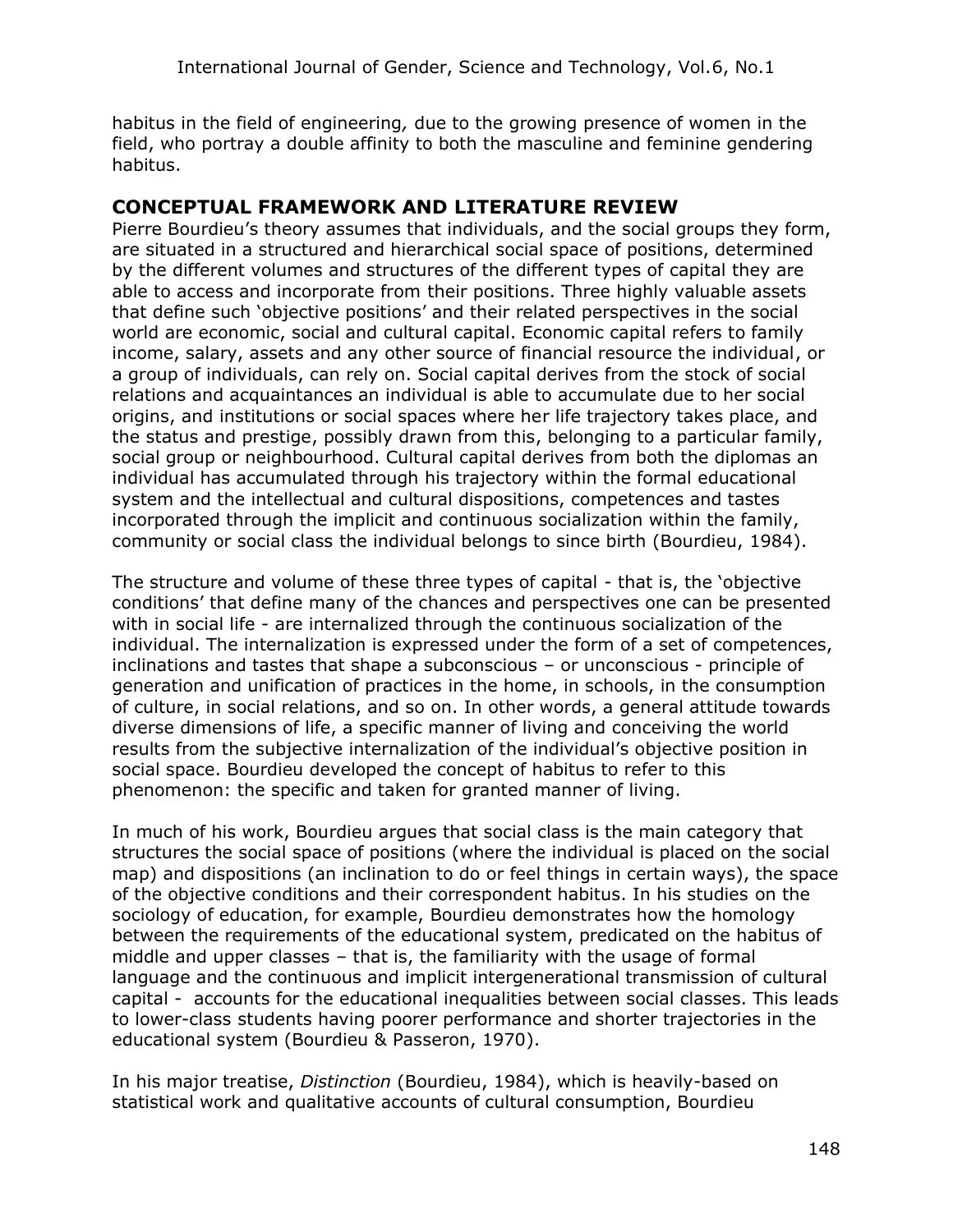habitus in the field of engineering*,* due to the growing presence of women in the field, who portray a double affinity to both the masculine and feminine gendering habitus.

## CONCEPTUAL FRAMEWORK AND LITERATURE REVIEW

Pierre Bourdieu's theory assumes that individuals, and the social groups they form, are situated in a structured and hierarchical social space of positions, determined by the different volumes and structures of the different types of capital they are able to access and incorporate from their positions. Three highly valuable assets that define such 'objective positions' and their related perspectives in the social world are economic, social and cultural capital. Economic capital refers to family income, salary, assets and any other source of financial resource the individual, or a group of individuals, can rely on. Social capital derives from the stock of social relations and acquaintances an individual is able to accumulate due to her social origins, and institutions or social spaces where her life trajectory takes place, and the status and prestige, possibly drawn from this, belonging to a particular family, social group or neighbourhood. Cultural capital derives from both the diplomas an individual has accumulated through his trajectory within the formal educational system and the intellectual and cultural dispositions, competences and tastes incorporated through the implicit and continuous socialization within the family, community or social class the individual belongs to since birth (Bourdieu, 1984).

The structure and volume of these three types of capital - that is, the 'objective conditions' that define many of the chances and perspectives one can be presented with in social life - are internalized through the continuous socialization of the individual. The internalization is expressed under the form of a set of competences, inclinations and tastes that shape a subconscious – or unconscious - principle of generation and unification of practices in the home, in schools, in the consumption of culture, in social relations, and so on. In other words, a general attitude towards diverse dimensions of life, a specific manner of living and conceiving the world results from the subjective internalization of the individual's objective position in social space. Bourdieu developed the concept of habitus to refer to this phenomenon: the specific and taken for granted manner of living.

In much of his work, Bourdieu argues that social class is the main category that structures the social space of positions (where the individual is placed on the social map) and dispositions (an inclination to do or feel things in certain ways), the space of the objective conditions and their correspondent habitus. In his studies on the sociology of education, for example, Bourdieu demonstrates how the homology between the requirements of the educational system, predicated on the habitus of middle and upper classes – that is, the familiarity with the usage of formal language and the continuous and implicit intergenerational transmission of cultural capital - accounts for the educational inequalities between social classes. This leads to lower-class students having poorer performance and shorter trajectories in the educational system (Bourdieu & Passeron, 1970).

In his major treatise, *Distinction* (Bourdieu, 1984), which is heavily-based on statistical work and qualitative accounts of cultural consumption, Bourdieu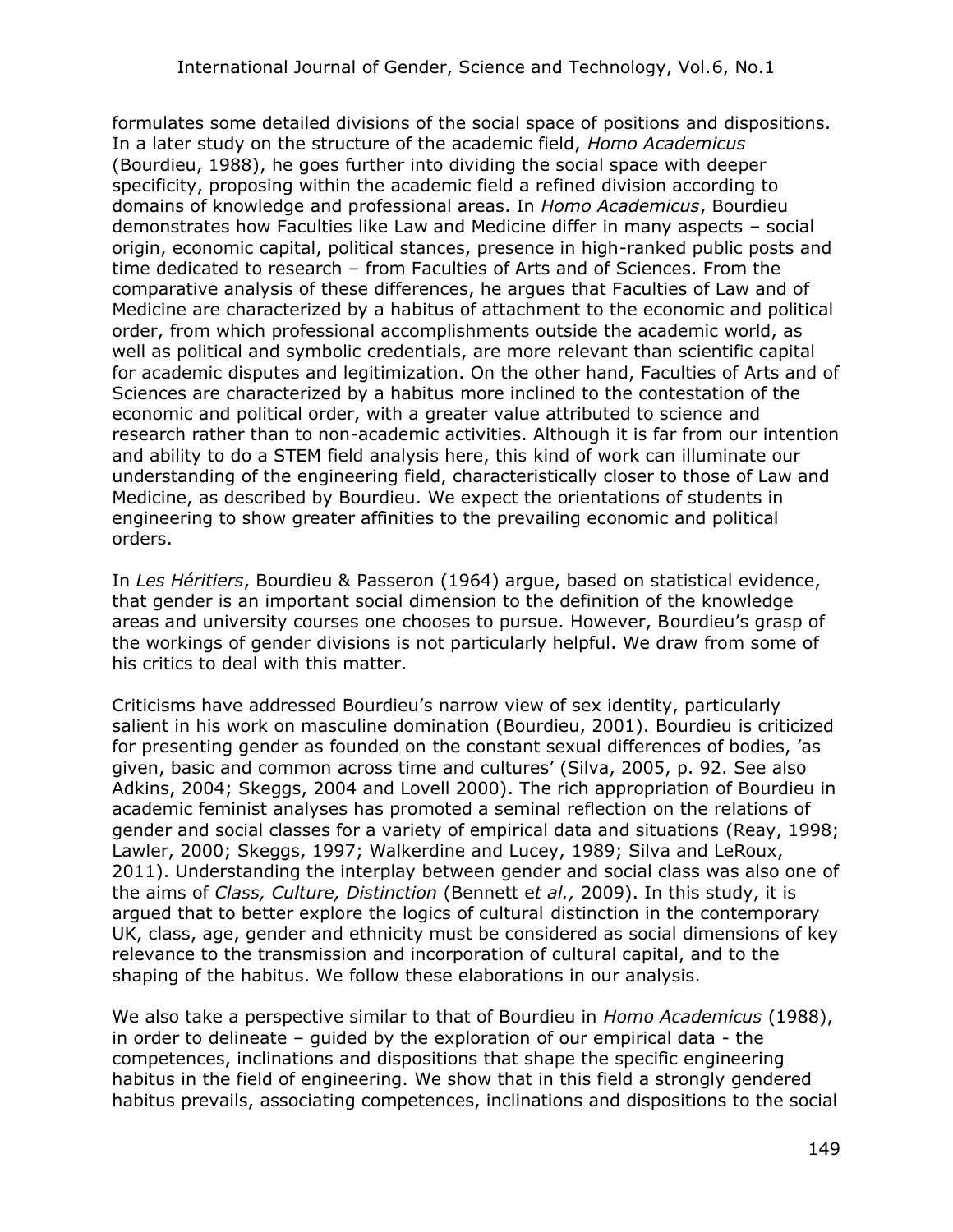formulates some detailed divisions of the social space of positions and dispositions. In a later study on the structure of the academic field, *Homo Academicus* (Bourdieu, 1988), he goes further into dividing the social space with deeper specificity, proposing within the academic field a refined division according to domains of knowledge and professional areas. In *Homo Academicus*, Bourdieu demonstrates how Faculties like Law and Medicine differ in many aspects – social origin, economic capital, political stances, presence in high-ranked public posts and time dedicated to research – from Faculties of Arts and of Sciences. From the comparative analysis of these differences, he argues that Faculties of Law and of Medicine are characterized by a habitus of attachment to the economic and political order, from which professional accomplishments outside the academic world, as well as political and symbolic credentials, are more relevant than scientific capital for academic disputes and legitimization. On the other hand, Faculties of Arts and of Sciences are characterized by a habitus more inclined to the contestation of the economic and political order, with a greater value attributed to science and research rather than to non-academic activities. Although it is far from our intention and ability to do a STEM field analysis here, this kind of work can illuminate our understanding of the engineering field, characteristically closer to those of Law and Medicine, as described by Bourdieu. We expect the orientations of students in engineering to show greater affinities to the prevailing economic and political orders.

In *Les Héritiers*, Bourdieu & Passeron (1964) argue, based on statistical evidence, that gender is an important social dimension to the definition of the knowledge areas and university courses one chooses to pursue. However, Bourdieu's grasp of the workings of gender divisions is not particularly helpful. We draw from some of his critics to deal with this matter.

Criticisms have addressed Bourdieu's narrow view of sex identity, particularly salient in his work on masculine domination (Bourdieu, 2001). Bourdieu is criticized for presenting gender as founded on the constant sexual differences of bodies, 'as given, basic and common across time and cultures' (Silva, 2005, p. 92. See also Adkins, 2004; Skeggs, 2004 and Lovell 2000). The rich appropriation of Bourdieu in academic feminist analyses has promoted a seminal reflection on the relations of gender and social classes for a variety of empirical data and situations (Reay, 1998; Lawler, 2000; Skeggs, 1997; Walkerdine and Lucey, 1989; Silva and LeRoux, 2011). Understanding the interplay between gender and social class was also one of the aims of *Class, Culture, Distinction* (Bennett e*t al.,* 2009). In this study, it is argued that to better explore the logics of cultural distinction in the contemporary UK, class, age, gender and ethnicity must be considered as social dimensions of key relevance to the transmission and incorporation of cultural capital, and to the shaping of the habitus. We follow these elaborations in our analysis.

We also take a perspective similar to that of Bourdieu in *Homo Academicus* (1988), in order to delineate – guided by the exploration of our empirical data - the competences, inclinations and dispositions that shape the specific engineering habitus in the field of engineering. We show that in this field a strongly gendered habitus prevails, associating competences, inclinations and dispositions to the social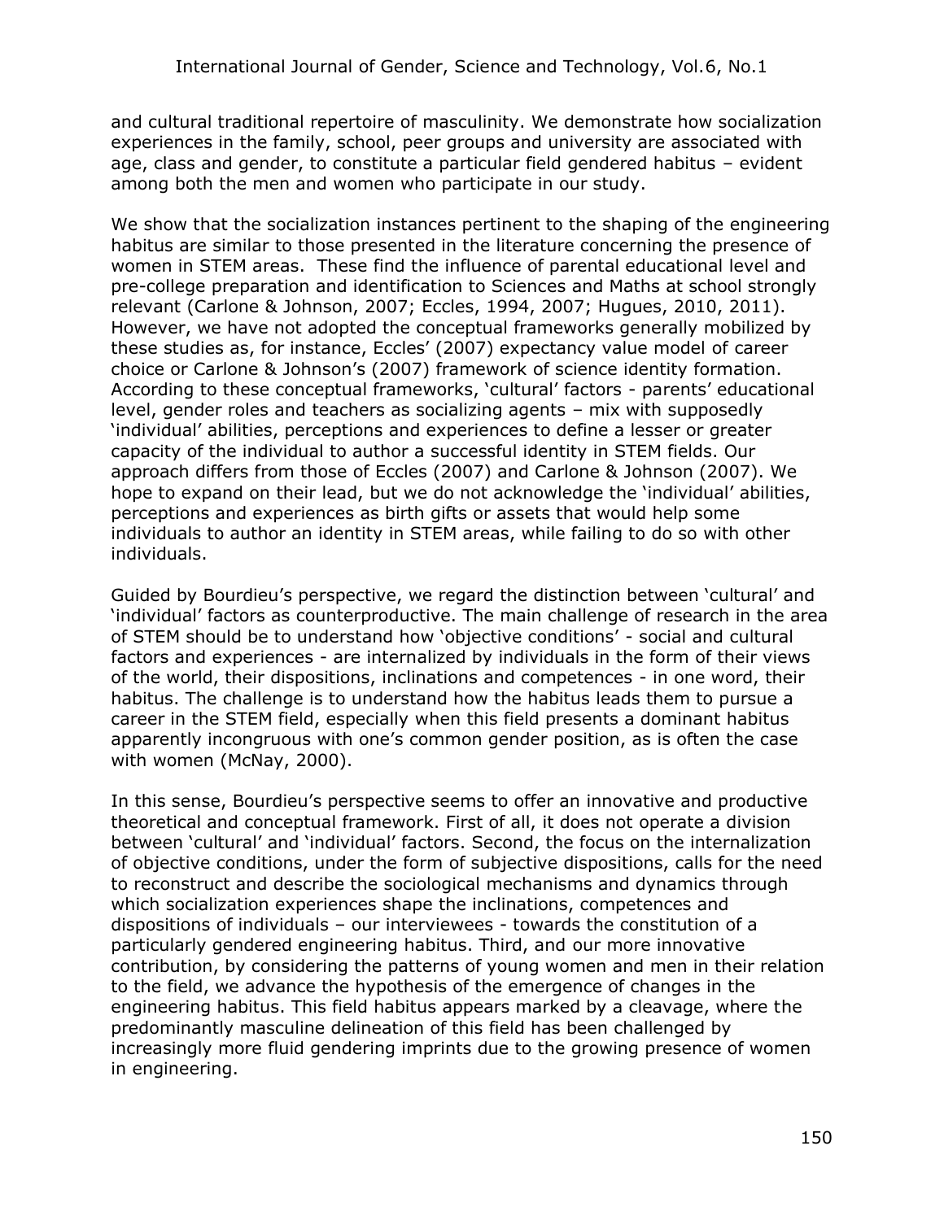and cultural traditional repertoire of masculinity. We demonstrate how socialization experiences in the family, school, peer groups and university are associated with age, class and gender, to constitute a particular field gendered habitus – evident among both the men and women who participate in our study.

We show that the socialization instances pertinent to the shaping of the engineering habitus are similar to those presented in the literature concerning the presence of women in STEM areas. These find the influence of parental educational level and pre-college preparation and identification to Sciences and Maths at school strongly relevant (Carlone & Johnson, 2007; Eccles, 1994, 2007; Hugues, 2010, 2011). However, we have not adopted the conceptual frameworks generally mobilized by these studies as, for instance, Eccles' (2007) expectancy value model of career choice or Carlone & Johnson's (2007) framework of science identity formation. According to these conceptual frameworks, 'cultural' factors - parents' educational level, gender roles and teachers as socializing agents – mix with supposedly 'individual' abilities, perceptions and experiences to define a lesser or greater capacity of the individual to author a successful identity in STEM fields. Our approach differs from those of Eccles (2007) and Carlone & Johnson (2007). We hope to expand on their lead, but we do not acknowledge the 'individual' abilities, perceptions and experiences as birth gifts or assets that would help some individuals to author an identity in STEM areas, while failing to do so with other individuals.

Guided by Bourdieu's perspective, we regard the distinction between 'cultural' and 'individual' factors as counterproductive. The main challenge of research in the area of STEM should be to understand how 'objective conditions' - social and cultural factors and experiences - are internalized by individuals in the form of their views of the world, their dispositions, inclinations and competences - in one word, their habitus. The challenge is to understand how the habitus leads them to pursue a career in the STEM field, especially when this field presents a dominant habitus apparently incongruous with one's common gender position, as is often the case with women (McNay, 2000).

In this sense, Bourdieu's perspective seems to offer an innovative and productive theoretical and conceptual framework. First of all, it does not operate a division between 'cultural' and 'individual' factors. Second, the focus on the internalization of objective conditions, under the form of subjective dispositions, calls for the need to reconstruct and describe the sociological mechanisms and dynamics through which socialization experiences shape the inclinations, competences and dispositions of individuals – our interviewees - towards the constitution of a particularly gendered engineering habitus. Third, and our more innovative contribution, by considering the patterns of young women and men in their relation to the field, we advance the hypothesis of the emergence of changes in the engineering habitus. This field habitus appears marked by a cleavage, where the predominantly masculine delineation of this field has been challenged by increasingly more fluid gendering imprints due to the growing presence of women in engineering.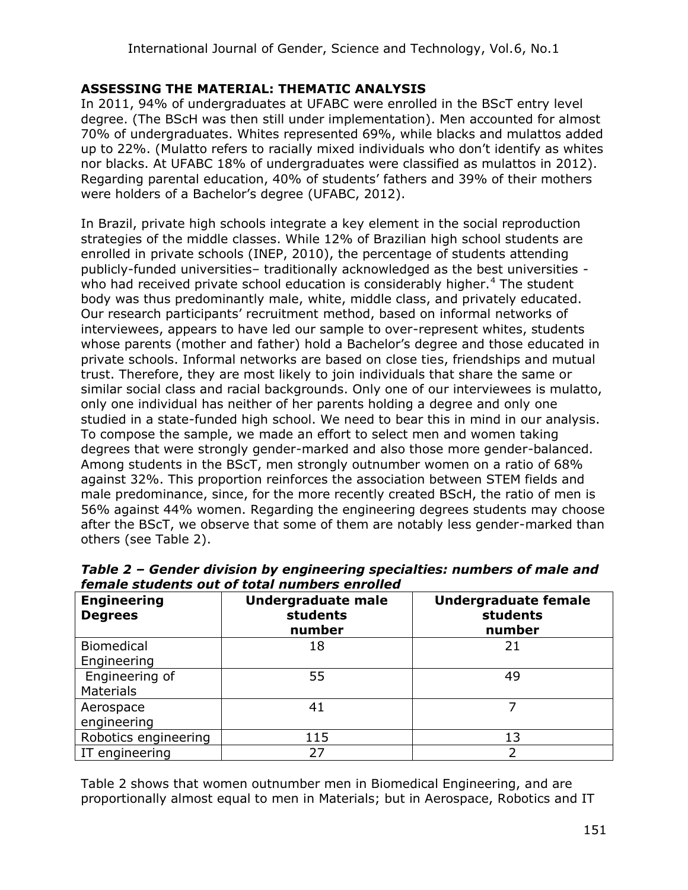## ASSESSING THE MATERIAL: THEMATIC ANALYSIS

In 2011, 94% of undergraduates at UFABC were enrolled in the BScT entry level degree. (The BScH was then still under implementation). Men accounted for almost 70% of undergraduates. Whites represented 69%, while blacks and mulattos added up to 22%. (Mulatto refers to racially mixed individuals who don't identify as whites nor blacks. At UFABC 18% of undergraduates were classified as mulattos in 2012). Regarding parental education, 40% of students' fathers and 39% of their mothers were holders of a Bachelor's degree (UFABC, 2012).

In Brazil, private high schools integrate a key element in the social reproduction strategies of the middle classes. While 12% of Brazilian high school students are enrolled in private schools (INEP, 2010), the percentage of students attending publicly-funded universities– traditionally acknowledged as the best universities - who had received private school education is considerably higher.[4] The student body was thus predominantly male, white, middle class, and privately educated. Our research participants' recruitment method, based on informal networks of interviewees, appears to have led our sample to over-represent whites, students whose parents (mother and father) hold a Bachelor's degree and those educated in private schools. Informal networks are based on close ties, friendships and mutual trust. Therefore, they are most likely to join individuals that share the same or similar social class and racial backgrounds. Only one of our interviewees is mulatto, only one individual has neither of her parents holding a degree and only one studied in a state-funded high school. We need to bear this in mind in our analysis. To compose the sample, we made an effort to select men and women taking degrees that were strongly gender-marked and also those more gender-balanced. Among students in the BScT, men strongly outnumber women on a ratio of 68% against 32%. This proportion reinforces the association between STEM fields and male predominance, since, for the more recently created BScH, the ratio of men is 56% against 44% women. Regarding the engineering degrees students may choose after the BScT, we observe that some of them are notably less gender-marked than others (see Table 2).

***Table 2 – Gender division by engineering specialties: numbers of male and female students out of total numbers enrolled***

| Engineering Degrees | Undergraduate male students number | Undergraduate female students number |
|---|---|---|
| Biomedical Engineering | 18 | 21 |
| Engineering of Materials | 55 | 49 |
| Aerospace engineering | 41 | 7 |
| Robotics engineering | 115 | 13 |
| IT engineering | 27 | 2 |

Table 2 shows that women outnumber men in Biomedical Engineering, and are proportionally almost equal to men in Materials; but in Aerospace, Robotics and IT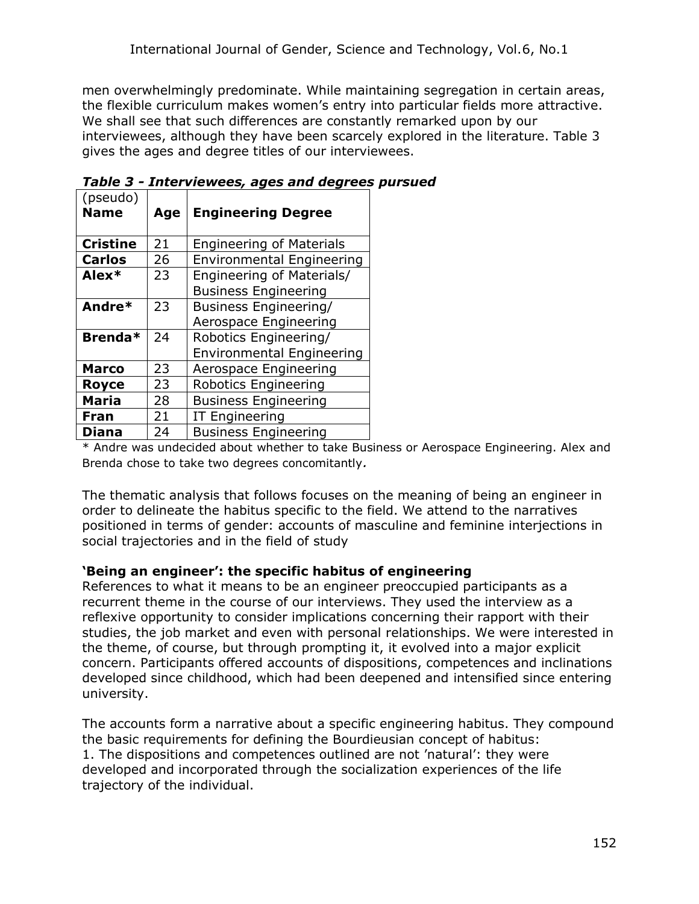men overwhelmingly predominate. While maintaining segregation in certain areas, the flexible curriculum makes women's entry into particular fields more attractive. We shall see that such differences are constantly remarked upon by our interviewees, although they have been scarcely explored in the literature. Table 3 gives the ages and degree titles of our interviewees.

***Table 3 - Interviewees, ages and degrees pursued***

| (pseudo) **Name** | **Age** | **Engineering Degree** |
|---|---|---|
| **Cristine** | 21 | Engineering of Materials |
| **Carlos** | 26 | Environmental Engineering |
| **Alex*** | 23 | Engineering of Materials/ Business Engineering |
| **Andre*** | 23 | Business Engineering/ Aerospace Engineering |
| **Brenda*** | 24 | Robotics Engineering/ Environmental Engineering |
| **Marco** | 23 | Aerospace Engineering |
| **Royce** | 23 | Robotics Engineering |
| **Maria** | 28 | Business Engineering |
| **Fran** | 21 | IT Engineering |
| **Diana** | 24 | Business Engineering |

\* Andre was undecided about whether to take Business or Aerospace Engineering. Alex and Brenda chose to take two degrees concomitantly*.*

The thematic analysis that follows focuses on the meaning of being an engineer in order to delineate the habitus specific to the field. We attend to the narratives positioned in terms of gender: accounts of masculine and feminine interjections in social trajectories and in the field of study

### 'Being an engineer': the specific habitus of engineering

References to what it means to be an engineer preoccupied participants as a recurrent theme in the course of our interviews. They used the interview as a reflexive opportunity to consider implications concerning their rapport with their studies, the job market and even with personal relationships. We were interested in the theme, of course, but through prompting it, it evolved into a major explicit concern. Participants offered accounts of dispositions, competences and inclinations developed since childhood, which had been deepened and intensified since entering university.

The accounts form a narrative about a specific engineering habitus. They compound the basic requirements for defining the Bourdieusian concept of habitus:

1. The dispositions and competences outlined are not 'natural': they were developed and incorporated through the socialization experiences of the life trajectory of the individual.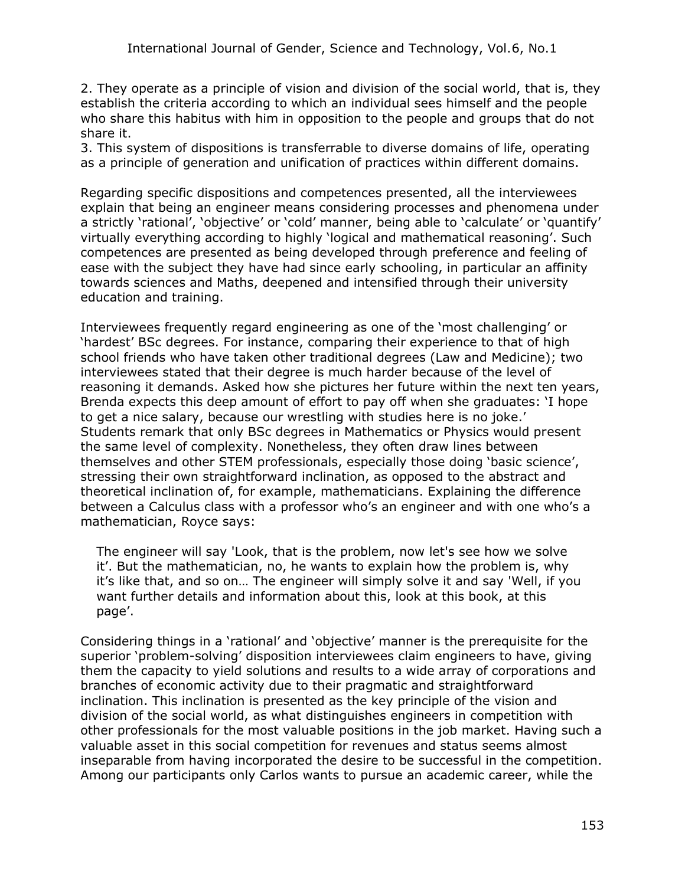2. They operate as a principle of vision and division of the social world, that is, they establish the criteria according to which an individual sees himself and the people who share this habitus with him in opposition to the people and groups that do not share it.
3. This system of dispositions is transferrable to diverse domains of life, operating as a principle of generation and unification of practices within different domains.

Regarding specific dispositions and competences presented, all the interviewees explain that being an engineer means considering processes and phenomena under a strictly 'rational', 'objective' or 'cold' manner, being able to 'calculate' or 'quantify' virtually everything according to highly 'logical and mathematical reasoning'. Such competences are presented as being developed through preference and feeling of ease with the subject they have had since early schooling, in particular an affinity towards sciences and Maths, deepened and intensified through their university education and training.

Interviewees frequently regard engineering as one of the 'most challenging' or 'hardest' BSc degrees. For instance, comparing their experience to that of high school friends who have taken other traditional degrees (Law and Medicine); two interviewees stated that their degree is much harder because of the level of reasoning it demands. Asked how she pictures her future within the next ten years, Brenda expects this deep amount of effort to pay off when she graduates: 'I hope to get a nice salary, because our wrestling with studies here is no joke.' Students remark that only BSc degrees in Mathematics or Physics would present the same level of complexity. Nonetheless, they often draw lines between themselves and other STEM professionals, especially those doing 'basic science', stressing their own straightforward inclination, as opposed to the abstract and theoretical inclination of, for example, mathematicians. Explaining the difference between a Calculus class with a professor who's an engineer and with one who's a mathematician, Royce says:

> The engineer will say 'Look, that is the problem, now let's see how we solve it'. But the mathematician, no, he wants to explain how the problem is, why it's like that, and so on… The engineer will simply solve it and say 'Well, if you want further details and information about this, look at this book, at this page'.

Considering things in a 'rational' and 'objective' manner is the prerequisite for the superior 'problem-solving' disposition interviewees claim engineers to have, giving them the capacity to yield solutions and results to a wide array of corporations and branches of economic activity due to their pragmatic and straightforward inclination. This inclination is presented as the key principle of the vision and division of the social world, as what distinguishes engineers in competition with other professionals for the most valuable positions in the job market. Having such a valuable asset in this social competition for revenues and status seems almost inseparable from having incorporated the desire to be successful in the competition. Among our participants only Carlos wants to pursue an academic career, while the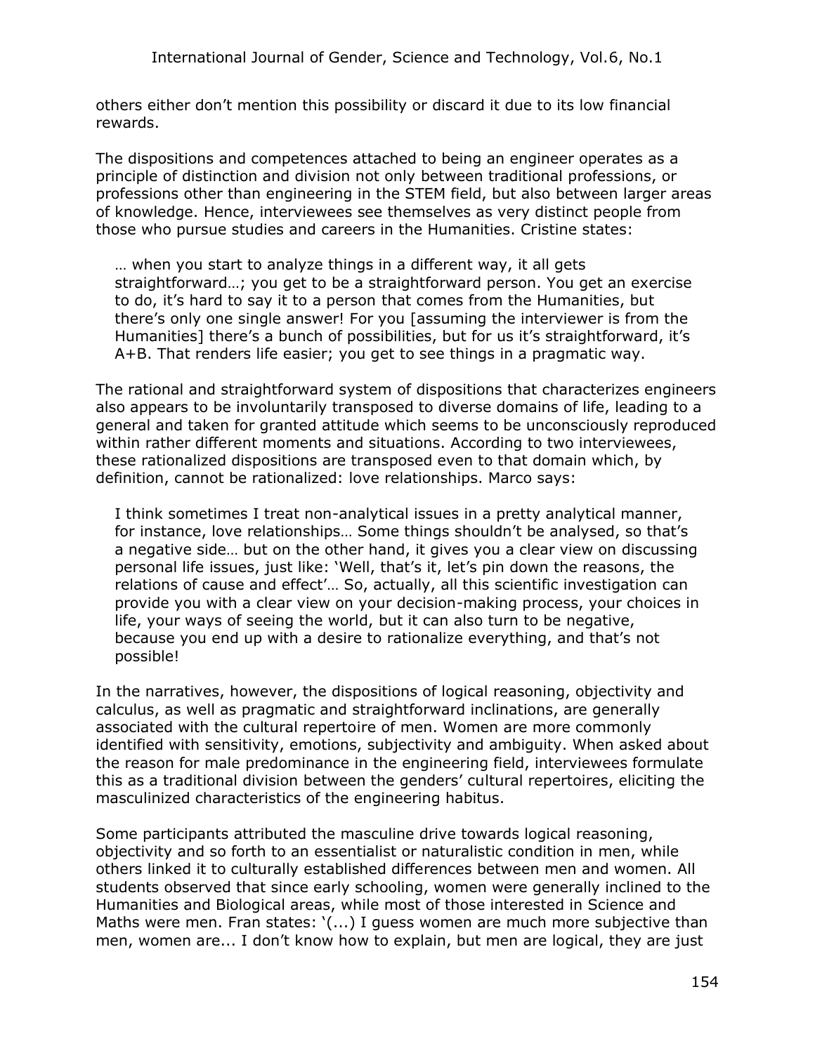others either don't mention this possibility or discard it due to its low financial rewards.

The dispositions and competences attached to being an engineer operates as a principle of distinction and division not only between traditional professions, or professions other than engineering in the STEM field, but also between larger areas of knowledge. Hence, interviewees see themselves as very distinct people from those who pursue studies and careers in the Humanities. Cristine states:

> … when you start to analyze things in a different way, it all gets straightforward…; you get to be a straightforward person. You get an exercise to do, it's hard to say it to a person that comes from the Humanities, but there's only one single answer! For you [assuming the interviewer is from the Humanities] there's a bunch of possibilities, but for us it's straightforward, it's A+B. That renders life easier; you get to see things in a pragmatic way.

The rational and straightforward system of dispositions that characterizes engineers also appears to be involuntarily transposed to diverse domains of life, leading to a general and taken for granted attitude which seems to be unconsciously reproduced within rather different moments and situations. According to two interviewees, these rationalized dispositions are transposed even to that domain which, by definition, cannot be rationalized: love relationships. Marco says:

> I think sometimes I treat non-analytical issues in a pretty analytical manner, for instance, love relationships… Some things shouldn't be analysed, so that's a negative side… but on the other hand, it gives you a clear view on discussing personal life issues, just like: 'Well, that's it, let's pin down the reasons, the relations of cause and effect'… So, actually, all this scientific investigation can provide you with a clear view on your decision-making process, your choices in life, your ways of seeing the world, but it can also turn to be negative, because you end up with a desire to rationalize everything, and that's not possible!

In the narratives, however, the dispositions of logical reasoning, objectivity and calculus, as well as pragmatic and straightforward inclinations, are generally associated with the cultural repertoire of men. Women are more commonly identified with sensitivity, emotions, subjectivity and ambiguity. When asked about the reason for male predominance in the engineering field, interviewees formulate this as a traditional division between the genders' cultural repertoires, eliciting the masculinized characteristics of the engineering habitus.

Some participants attributed the masculine drive towards logical reasoning, objectivity and so forth to an essentialist or naturalistic condition in men, while others linked it to culturally established differences between men and women. All students observed that since early schooling, women were generally inclined to the Humanities and Biological areas, while most of those interested in Science and Maths were men. Fran states: '(...) I guess women are much more subjective than men, women are... I don't know how to explain, but men are logical, they are just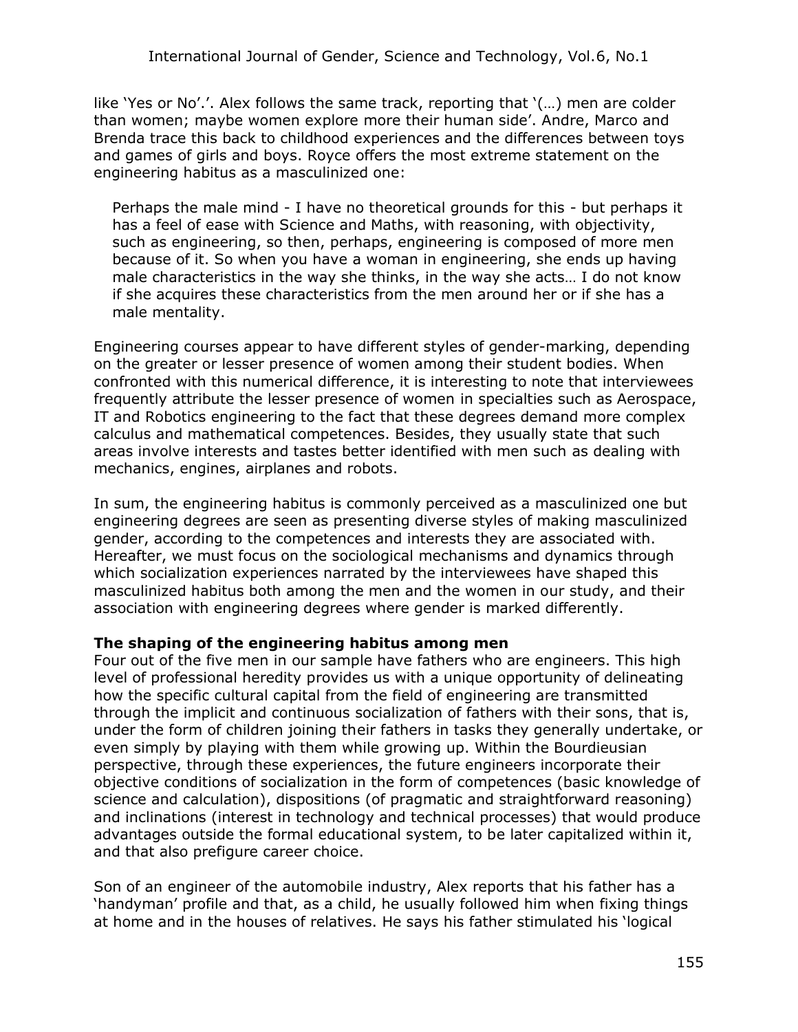like 'Yes or No'.'. Alex follows the same track, reporting that '(…) men are colder than women; maybe women explore more their human side'. Andre, Marco and Brenda trace this back to childhood experiences and the differences between toys and games of girls and boys. Royce offers the most extreme statement on the engineering habitus as a masculinized one:

> Perhaps the male mind - I have no theoretical grounds for this - but perhaps it has a feel of ease with Science and Maths, with reasoning, with objectivity, such as engineering, so then, perhaps, engineering is composed of more men because of it. So when you have a woman in engineering, she ends up having male characteristics in the way she thinks, in the way she acts… I do not know if she acquires these characteristics from the men around her or if she has a male mentality.

Engineering courses appear to have different styles of gender-marking, depending on the greater or lesser presence of women among their student bodies. When confronted with this numerical difference, it is interesting to note that interviewees frequently attribute the lesser presence of women in specialties such as Aerospace, IT and Robotics engineering to the fact that these degrees demand more complex calculus and mathematical competences. Besides, they usually state that such areas involve interests and tastes better identified with men such as dealing with mechanics, engines, airplanes and robots.

In sum, the engineering habitus is commonly perceived as a masculinized one but engineering degrees are seen as presenting diverse styles of making masculinized gender, according to the competences and interests they are associated with. Hereafter, we must focus on the sociological mechanisms and dynamics through which socialization experiences narrated by the interviewees have shaped this masculinized habitus both among the men and the women in our study, and their association with engineering degrees where gender is marked differently.

### The shaping of the engineering habitus among men

Four out of the five men in our sample have fathers who are engineers. This high level of professional heredity provides us with a unique opportunity of delineating how the specific cultural capital from the field of engineering are transmitted through the implicit and continuous socialization of fathers with their sons, that is, under the form of children joining their fathers in tasks they generally undertake, or even simply by playing with them while growing up. Within the Bourdieusian perspective, through these experiences, the future engineers incorporate their objective conditions of socialization in the form of competences (basic knowledge of science and calculation), dispositions (of pragmatic and straightforward reasoning) and inclinations (interest in technology and technical processes) that would produce advantages outside the formal educational system, to be later capitalized within it, and that also prefigure career choice.

Son of an engineer of the automobile industry, Alex reports that his father has a 'handyman' profile and that, as a child, he usually followed him when fixing things at home and in the houses of relatives. He says his father stimulated his 'logical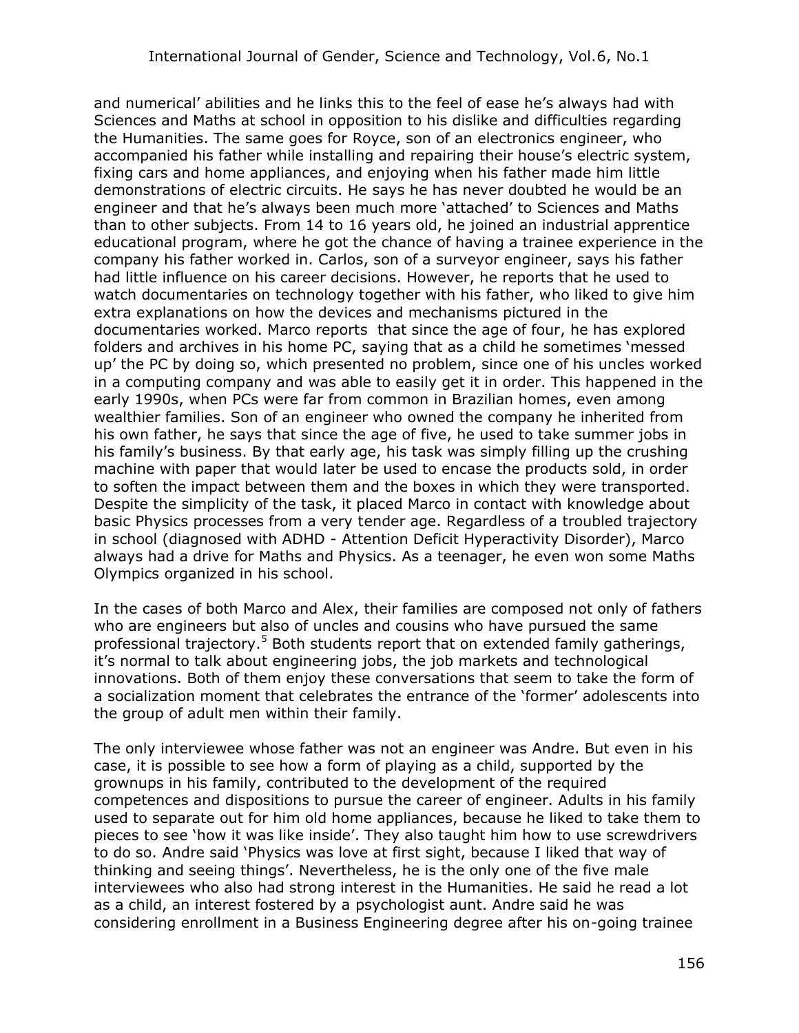and numerical' abilities and he links this to the feel of ease he's always had with Sciences and Maths at school in opposition to his dislike and difficulties regarding the Humanities. The same goes for Royce, son of an electronics engineer, who accompanied his father while installing and repairing their house's electric system, fixing cars and home appliances, and enjoying when his father made him little demonstrations of electric circuits. He says he has never doubted he would be an engineer and that he's always been much more 'attached' to Sciences and Maths than to other subjects. From 14 to 16 years old, he joined an industrial apprentice educational program, where he got the chance of having a trainee experience in the company his father worked in. Carlos, son of a surveyor engineer, says his father had little influence on his career decisions. However, he reports that he used to watch documentaries on technology together with his father, who liked to give him extra explanations on how the devices and mechanisms pictured in the documentaries worked. Marco reports that since the age of four, he has explored folders and archives in his home PC, saying that as a child he sometimes 'messed up' the PC by doing so, which presented no problem, since one of his uncles worked in a computing company and was able to easily get it in order. This happened in the early 1990s, when PCs were far from common in Brazilian homes, even among wealthier families. Son of an engineer who owned the company he inherited from his own father, he says that since the age of five, he used to take summer jobs in his family's business. By that early age, his task was simply filling up the crushing machine with paper that would later be used to encase the products sold, in order to soften the impact between them and the boxes in which they were transported. Despite the simplicity of the task, it placed Marco in contact with knowledge about basic Physics processes from a very tender age. Regardless of a troubled trajectory in school (diagnosed with ADHD - Attention Deficit Hyperactivity Disorder), Marco always had a drive for Maths and Physics. As a teenager, he even won some Maths Olympics organized in his school.

In the cases of both Marco and Alex, their families are composed not only of fathers who are engineers but also of uncles and cousins who have pursued the same professional trajectory.[5] Both students report that on extended family gatherings, it's normal to talk about engineering jobs, the job markets and technological innovations. Both of them enjoy these conversations that seem to take the form of a socialization moment that celebrates the entrance of the 'former' adolescents into the group of adult men within their family.

The only interviewee whose father was not an engineer was Andre. But even in his case, it is possible to see how a form of playing as a child, supported by the grownups in his family, contributed to the development of the required competences and dispositions to pursue the career of engineer. Adults in his family used to separate out for him old home appliances, because he liked to take them to pieces to see 'how it was like inside'. They also taught him how to use screwdrivers to do so. Andre said 'Physics was love at first sight, because I liked that way of thinking and seeing things'. Nevertheless, he is the only one of the five male interviewees who also had strong interest in the Humanities. He said he read a lot as a child, an interest fostered by a psychologist aunt. Andre said he was considering enrollment in a Business Engineering degree after his on-going trainee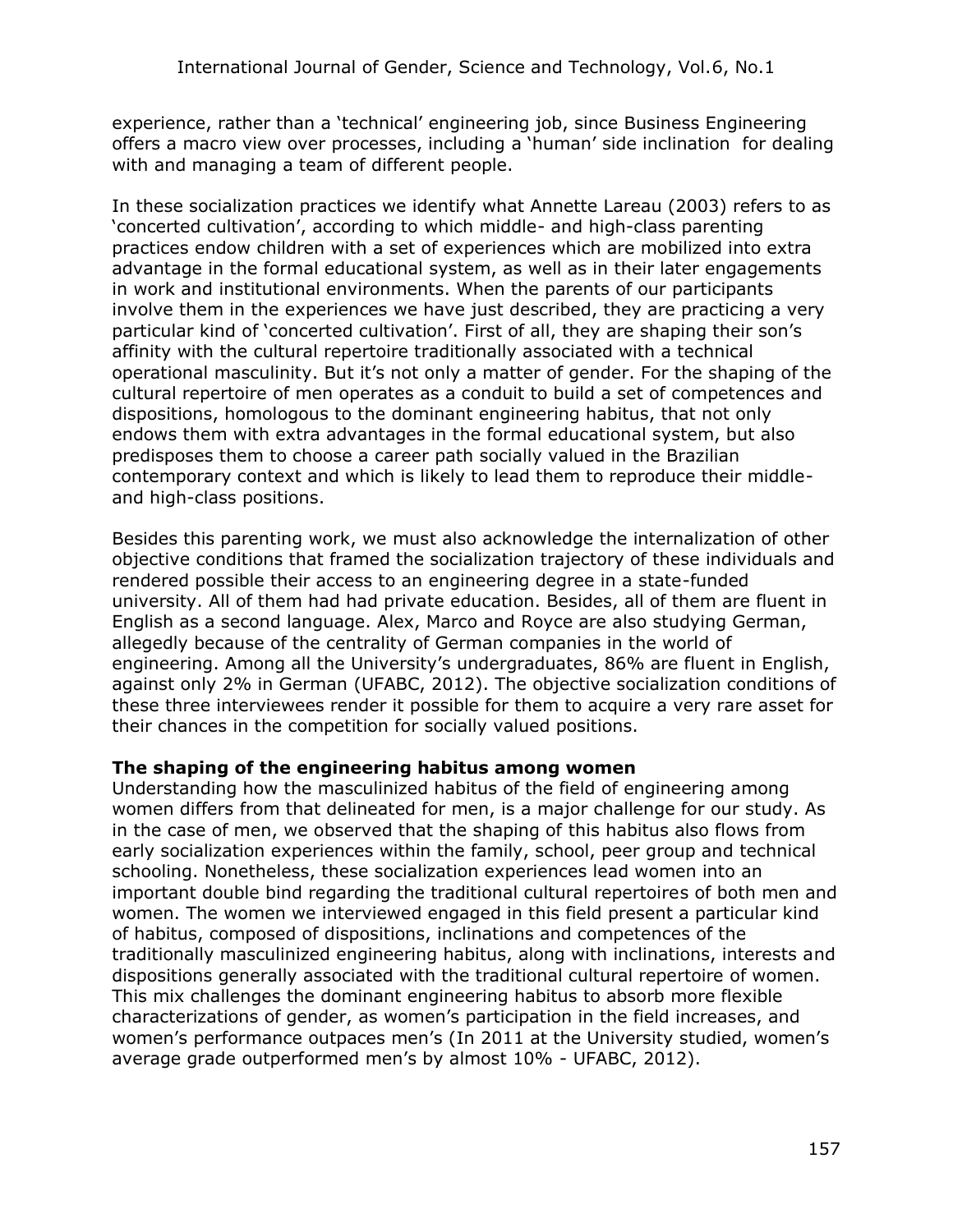experience, rather than a 'technical' engineering job, since Business Engineering offers a macro view over processes, including a 'human' side inclination for dealing with and managing a team of different people.

In these socialization practices we identify what Annette Lareau (2003) refers to as 'concerted cultivation', according to which middle- and high-class parenting practices endow children with a set of experiences which are mobilized into extra advantage in the formal educational system, as well as in their later engagements in work and institutional environments. When the parents of our participants involve them in the experiences we have just described, they are practicing a very particular kind of 'concerted cultivation'. First of all, they are shaping their son's affinity with the cultural repertoire traditionally associated with a technical operational masculinity. But it's not only a matter of gender. For the shaping of the cultural repertoire of men operates as a conduit to build a set of competences and dispositions, homologous to the dominant engineering habitus, that not only endows them with extra advantages in the formal educational system, but also predisposes them to choose a career path socially valued in the Brazilian contemporary context and which is likely to lead them to reproduce their middle- and high-class positions.

Besides this parenting work, we must also acknowledge the internalization of other objective conditions that framed the socialization trajectory of these individuals and rendered possible their access to an engineering degree in a state-funded university. All of them had had private education. Besides, all of them are fluent in English as a second language. Alex, Marco and Royce are also studying German, allegedly because of the centrality of German companies in the world of engineering. Among all the University's undergraduates, 86% are fluent in English, against only 2% in German (UFABC, 2012). The objective socialization conditions of these three interviewees render it possible for them to acquire a very rare asset for their chances in the competition for socially valued positions.

**The shaping of the engineering habitus among women**

Understanding how the masculinized habitus of the field of engineering among women differs from that delineated for men, is a major challenge for our study. As in the case of men, we observed that the shaping of this habitus also flows from early socialization experiences within the family, school, peer group and technical schooling. Nonetheless, these socialization experiences lead women into an important double bind regarding the traditional cultural repertoires of both men and women. The women we interviewed engaged in this field present a particular kind of habitus, composed of dispositions, inclinations and competences of the traditionally masculinized engineering habitus, along with inclinations, interests and dispositions generally associated with the traditional cultural repertoire of women. This mix challenges the dominant engineering habitus to absorb more flexible characterizations of gender, as women's participation in the field increases, and women's performance outpaces men's (In 2011 at the University studied, women's average grade outperformed men's by almost 10% - UFABC, 2012).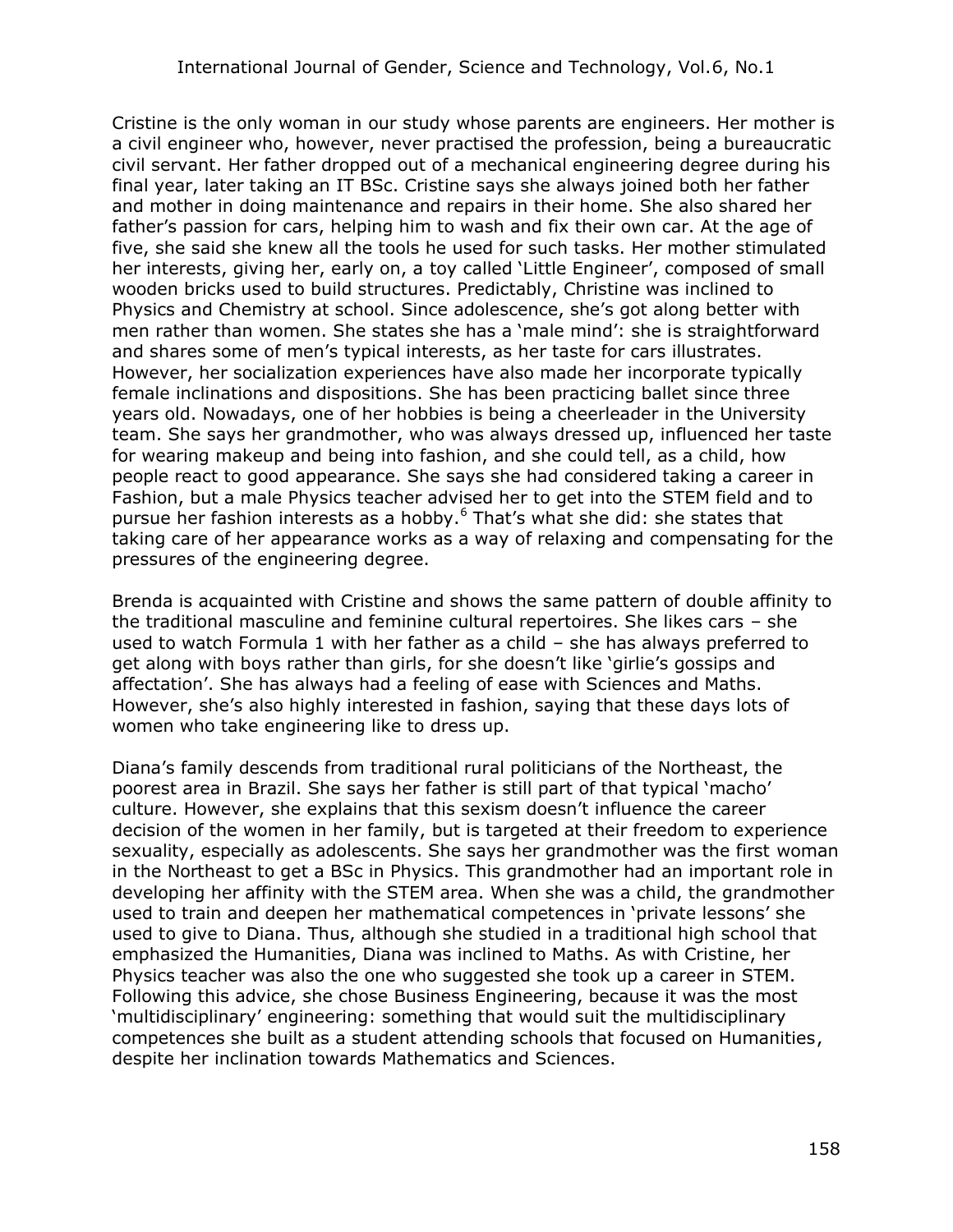Cristine is the only woman in our study whose parents are engineers. Her mother is a civil engineer who, however, never practised the profession, being a bureaucratic civil servant. Her father dropped out of a mechanical engineering degree during his final year, later taking an IT BSc. Cristine says she always joined both her father and mother in doing maintenance and repairs in their home. She also shared her father's passion for cars, helping him to wash and fix their own car. At the age of five, she said she knew all the tools he used for such tasks. Her mother stimulated her interests, giving her, early on, a toy called 'Little Engineer', composed of small wooden bricks used to build structures. Predictably, Christine was inclined to Physics and Chemistry at school. Since adolescence, she's got along better with men rather than women. She states she has a 'male mind': she is straightforward and shares some of men's typical interests, as her taste for cars illustrates. However, her socialization experiences have also made her incorporate typically female inclinations and dispositions. She has been practicing ballet since three years old. Nowadays, one of her hobbies is being a cheerleader in the University team. She says her grandmother, who was always dressed up, influenced her taste for wearing makeup and being into fashion, and she could tell, as a child, how people react to good appearance. She says she had considered taking a career in Fashion, but a male Physics teacher advised her to get into the STEM field and to pursue her fashion interests as a hobby.[6] That's what she did: she states that taking care of her appearance works as a way of relaxing and compensating for the pressures of the engineering degree.

Brenda is acquainted with Cristine and shows the same pattern of double affinity to the traditional masculine and feminine cultural repertoires. She likes cars – she used to watch Formula 1 with her father as a child – she has always preferred to get along with boys rather than girls, for she doesn't like 'girlie's gossips and affectation'. She has always had a feeling of ease with Sciences and Maths. However, she's also highly interested in fashion, saying that these days lots of women who take engineering like to dress up.

Diana's family descends from traditional rural politicians of the Northeast, the poorest area in Brazil. She says her father is still part of that typical 'macho' culture. However, she explains that this sexism doesn't influence the career decision of the women in her family, but is targeted at their freedom to experience sexuality, especially as adolescents. She says her grandmother was the first woman in the Northeast to get a BSc in Physics. This grandmother had an important role in developing her affinity with the STEM area. When she was a child, the grandmother used to train and deepen her mathematical competences in 'private lessons' she used to give to Diana. Thus, although she studied in a traditional high school that emphasized the Humanities, Diana was inclined to Maths. As with Cristine, her Physics teacher was also the one who suggested she took up a career in STEM. Following this advice, she chose Business Engineering, because it was the most 'multidisciplinary' engineering: something that would suit the multidisciplinary competences she built as a student attending schools that focused on Humanities, despite her inclination towards Mathematics and Sciences.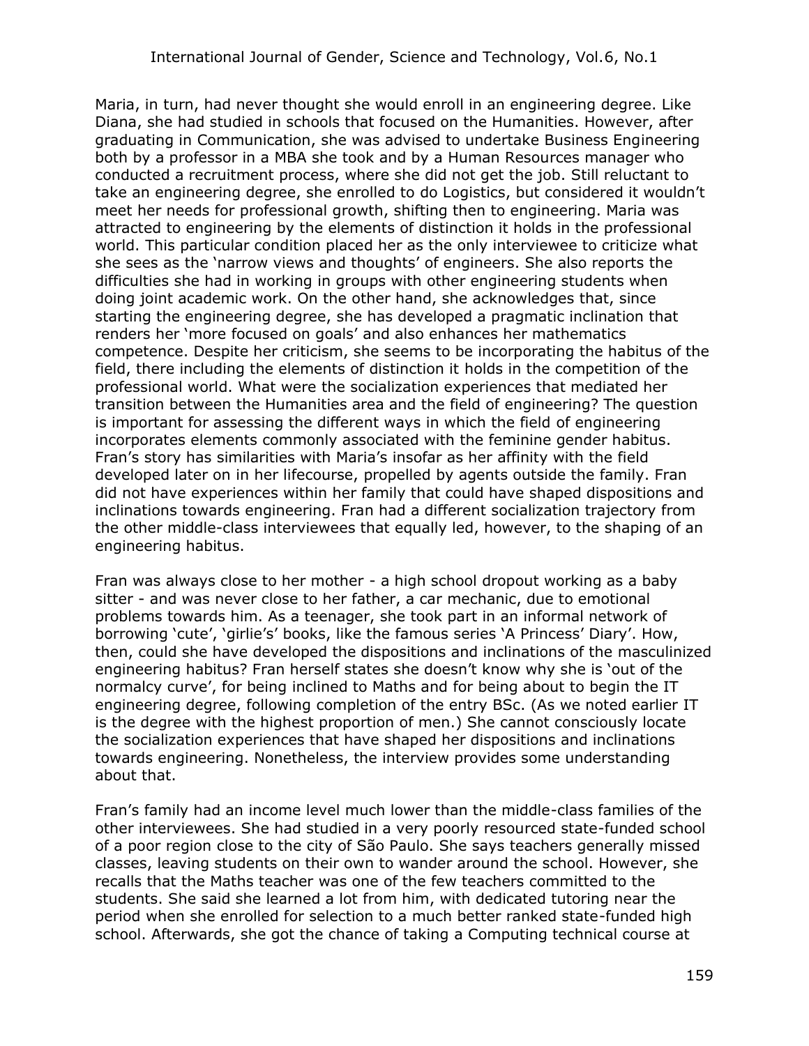Maria, in turn, had never thought she would enroll in an engineering degree. Like Diana, she had studied in schools that focused on the Humanities. However, after graduating in Communication, she was advised to undertake Business Engineering both by a professor in a MBA she took and by a Human Resources manager who conducted a recruitment process, where she did not get the job. Still reluctant to take an engineering degree, she enrolled to do Logistics, but considered it wouldn't meet her needs for professional growth, shifting then to engineering. Maria was attracted to engineering by the elements of distinction it holds in the professional world. This particular condition placed her as the only interviewee to criticize what she sees as the 'narrow views and thoughts' of engineers. She also reports the difficulties she had in working in groups with other engineering students when doing joint academic work. On the other hand, she acknowledges that, since starting the engineering degree, she has developed a pragmatic inclination that renders her 'more focused on goals' and also enhances her mathematics competence. Despite her criticism, she seems to be incorporating the habitus of the field, there including the elements of distinction it holds in the competition of the professional world. What were the socialization experiences that mediated her transition between the Humanities area and the field of engineering? The question is important for assessing the different ways in which the field of engineering incorporates elements commonly associated with the feminine gender habitus. Fran's story has similarities with Maria's insofar as her affinity with the field developed later on in her lifecourse, propelled by agents outside the family. Fran did not have experiences within her family that could have shaped dispositions and inclinations towards engineering. Fran had a different socialization trajectory from the other middle-class interviewees that equally led, however, to the shaping of an engineering habitus.

Fran was always close to her mother - a high school dropout working as a baby sitter - and was never close to her father, a car mechanic, due to emotional problems towards him. As a teenager, she took part in an informal network of borrowing 'cute', 'girlie's' books, like the famous series 'A Princess' Diary'. How, then, could she have developed the dispositions and inclinations of the masculinized engineering habitus? Fran herself states she doesn't know why she is 'out of the normalcy curve', for being inclined to Maths and for being about to begin the IT engineering degree, following completion of the entry BSc. (As we noted earlier IT is the degree with the highest proportion of men.) She cannot consciously locate the socialization experiences that have shaped her dispositions and inclinations towards engineering. Nonetheless, the interview provides some understanding about that.

Fran's family had an income level much lower than the middle-class families of the other interviewees. She had studied in a very poorly resourced state-funded school of a poor region close to the city of São Paulo. She says teachers generally missed classes, leaving students on their own to wander around the school. However, she recalls that the Maths teacher was one of the few teachers committed to the students. She said she learned a lot from him, with dedicated tutoring near the period when she enrolled for selection to a much better ranked state-funded high school. Afterwards, she got the chance of taking a Computing technical course at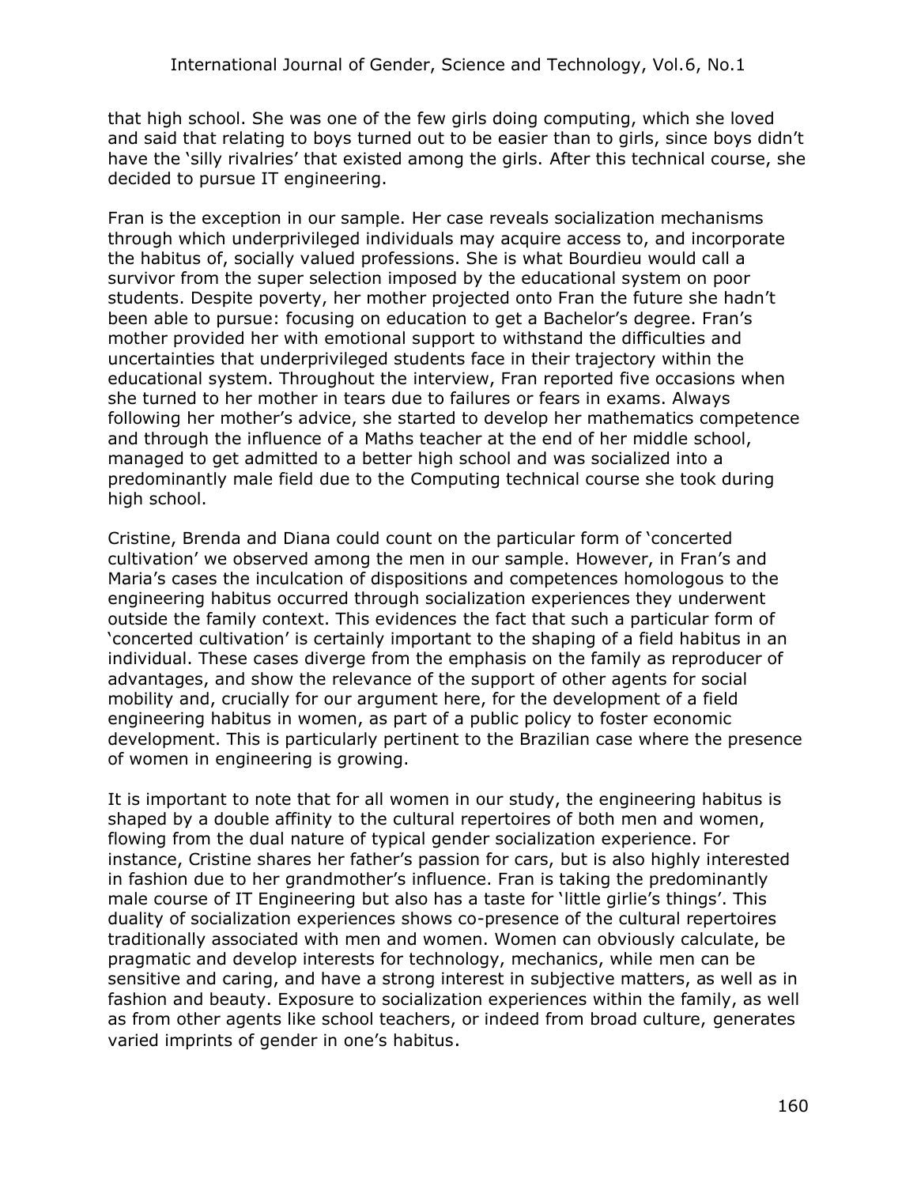that high school. She was one of the few girls doing computing, which she loved and said that relating to boys turned out to be easier than to girls, since boys didn't have the 'silly rivalries' that existed among the girls. After this technical course, she decided to pursue IT engineering.

Fran is the exception in our sample. Her case reveals socialization mechanisms through which underprivileged individuals may acquire access to, and incorporate the habitus of, socially valued professions. She is what Bourdieu would call a survivor from the super selection imposed by the educational system on poor students. Despite poverty, her mother projected onto Fran the future she hadn't been able to pursue: focusing on education to get a Bachelor's degree. Fran's mother provided her with emotional support to withstand the difficulties and uncertainties that underprivileged students face in their trajectory within the educational system. Throughout the interview, Fran reported five occasions when she turned to her mother in tears due to failures or fears in exams. Always following her mother's advice, she started to develop her mathematics competence and through the influence of a Maths teacher at the end of her middle school, managed to get admitted to a better high school and was socialized into a predominantly male field due to the Computing technical course she took during high school.

Cristine, Brenda and Diana could count on the particular form of 'concerted cultivation' we observed among the men in our sample. However, in Fran's and Maria's cases the inculcation of dispositions and competences homologous to the engineering habitus occurred through socialization experiences they underwent outside the family context. This evidences the fact that such a particular form of 'concerted cultivation' is certainly important to the shaping of a field habitus in an individual. These cases diverge from the emphasis on the family as reproducer of advantages, and show the relevance of the support of other agents for social mobility and, crucially for our argument here, for the development of a field engineering habitus in women, as part of a public policy to foster economic development. This is particularly pertinent to the Brazilian case where the presence of women in engineering is growing.

It is important to note that for all women in our study, the engineering habitus is shaped by a double affinity to the cultural repertoires of both men and women, flowing from the dual nature of typical gender socialization experience. For instance, Cristine shares her father's passion for cars, but is also highly interested in fashion due to her grandmother's influence. Fran is taking the predominantly male course of IT Engineering but also has a taste for 'little girlie's things'. This duality of socialization experiences shows co-presence of the cultural repertoires traditionally associated with men and women. Women can obviously calculate, be pragmatic and develop interests for technology, mechanics, while men can be sensitive and caring, and have a strong interest in subjective matters, as well as in fashion and beauty. Exposure to socialization experiences within the family, as well as from other agents like school teachers, or indeed from broad culture, generates varied imprints of gender in one's habitus.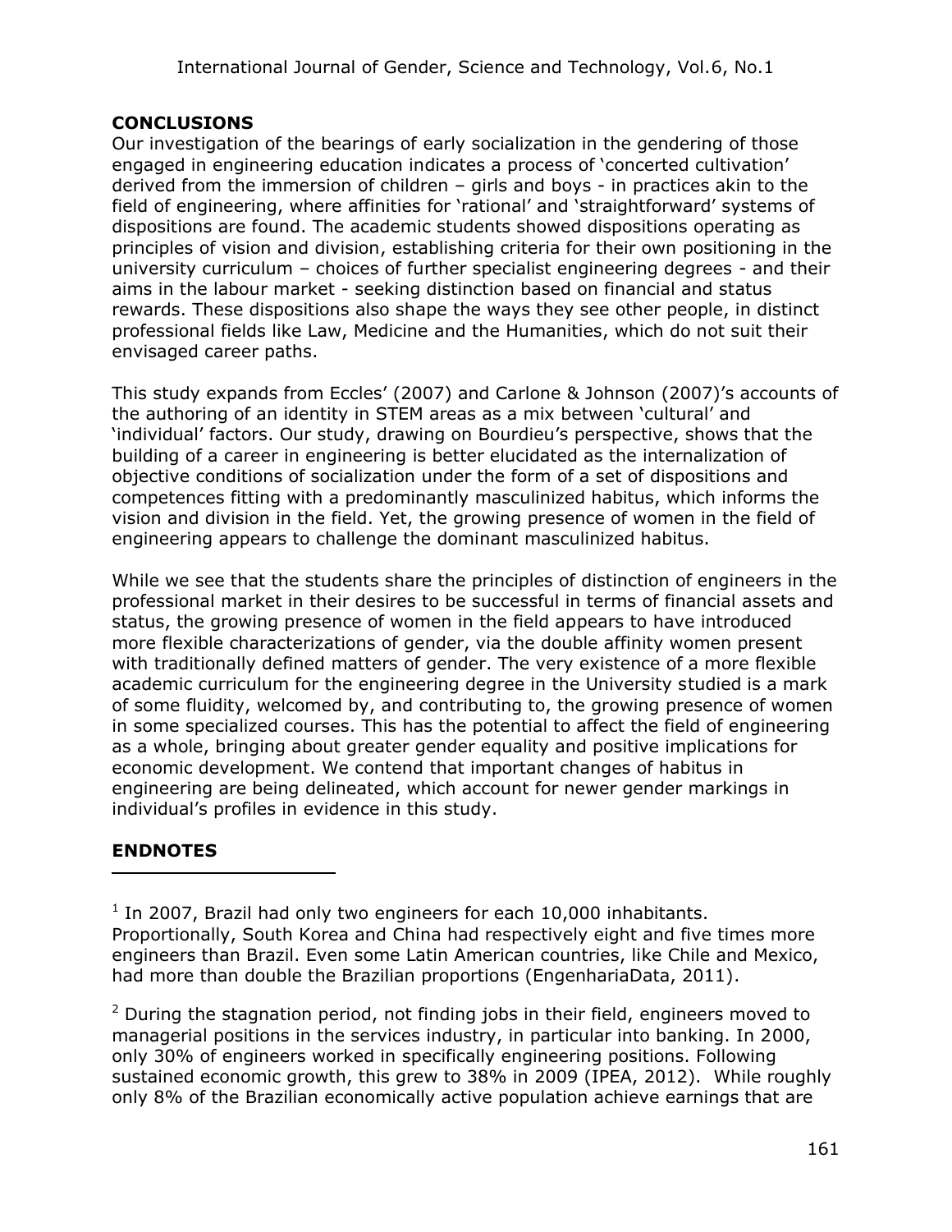## CONCLUSIONS

Our investigation of the bearings of early socialization in the gendering of those engaged in engineering education indicates a process of 'concerted cultivation' derived from the immersion of children – girls and boys - in practices akin to the field of engineering, where affinities for 'rational' and 'straightforward' systems of dispositions are found. The academic students showed dispositions operating as principles of vision and division, establishing criteria for their own positioning in the university curriculum – choices of further specialist engineering degrees - and their aims in the labour market - seeking distinction based on financial and status rewards. These dispositions also shape the ways they see other people, in distinct professional fields like Law, Medicine and the Humanities, which do not suit their envisaged career paths.

This study expands from Eccles' (2007) and Carlone & Johnson (2007)'s accounts of the authoring of an identity in STEM areas as a mix between 'cultural' and 'individual' factors. Our study, drawing on Bourdieu's perspective, shows that the building of a career in engineering is better elucidated as the internalization of objective conditions of socialization under the form of a set of dispositions and competences fitting with a predominantly masculinized habitus, which informs the vision and division in the field. Yet, the growing presence of women in the field of engineering appears to challenge the dominant masculinized habitus.

While we see that the students share the principles of distinction of engineers in the professional market in their desires to be successful in terms of financial assets and status, the growing presence of women in the field appears to have introduced more flexible characterizations of gender, via the double affinity women present with traditionally defined matters of gender. The very existence of a more flexible academic curriculum for the engineering degree in the University studied is a mark of some fluidity, welcomed by, and contributing to, the growing presence of women in some specialized courses. This has the potential to affect the field of engineering as a whole, bringing about greater gender equality and positive implications for economic development. We contend that important changes of habitus in engineering are being delineated, which account for newer gender markings in individual's profiles in evidence in this study.

## ENDNOTES

[1] In 2007, Brazil had only two engineers for each 10,000 inhabitants. Proportionally, South Korea and China had respectively eight and five times more engineers than Brazil. Even some Latin American countries, like Chile and Mexico, had more than double the Brazilian proportions (EngenhariaData, 2011).

[2] During the stagnation period, not finding jobs in their field, engineers moved to managerial positions in the services industry, in particular into banking. In 2000, only 30% of engineers worked in specifically engineering positions. Following sustained economic growth, this grew to 38% in 2009 (IPEA, 2012). While roughly only 8% of the Brazilian economically active population achieve earnings that are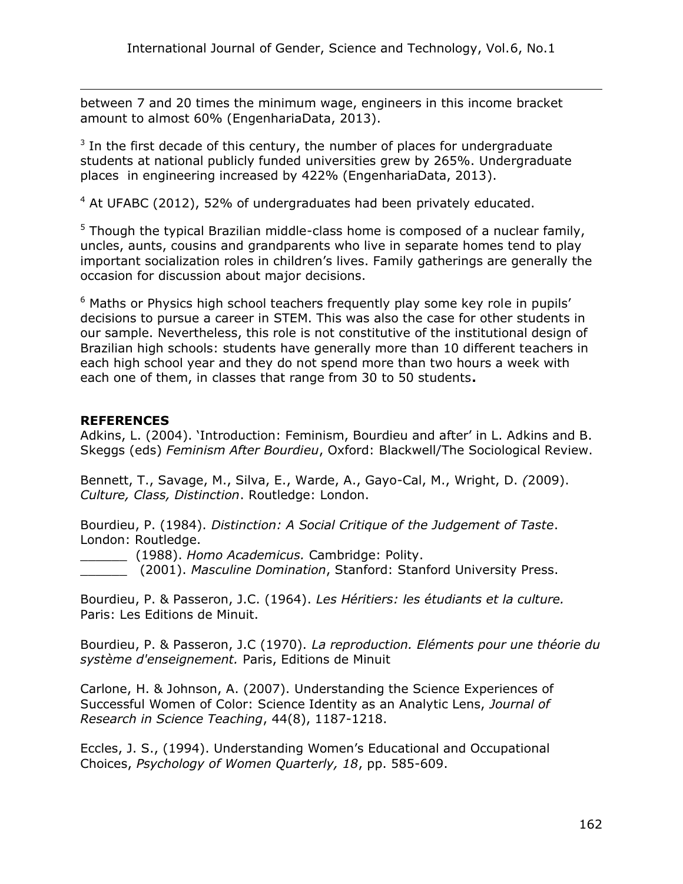between 7 and 20 times the minimum wage, engineers in this income bracket amount to almost 60% (EngenhariaData, 2013).

[3] In the first decade of this century, the number of places for undergraduate students at national publicly funded universities grew by 265%. Undergraduate places in engineering increased by 422% (EngenhariaData, 2013).

[4] At UFABC (2012), 52% of undergraduates had been privately educated.

[5] Though the typical Brazilian middle-class home is composed of a nuclear family, uncles, aunts, cousins and grandparents who live in separate homes tend to play important socialization roles in children's lives. Family gatherings are generally the occasion for discussion about major decisions.

[6] Maths or Physics high school teachers frequently play some key role in pupils' decisions to pursue a career in STEM. This was also the case for other students in our sample. Nevertheless, this role is not constitutive of the institutional design of Brazilian high schools: students have generally more than 10 different teachers in each high school year and they do not spend more than two hours a week with each one of them, in classes that range from 30 to 50 students**.**

## REFERENCES

Adkins, L. (2004). 'Introduction: Feminism, Bourdieu and after' in L. Adkins and B. Skeggs (eds) *Feminism After Bourdieu*, Oxford: Blackwell/The Sociological Review.

Bennett, T., Savage, M., Silva, E., Warde, A., Gayo-Cal, M., Wright, D. (2009). *Culture, Class, Distinction*. Routledge: London.

Bourdieu, P. (1984). *Distinction: A Social Critique of the Judgement of Taste*. London: Routledge.

______ (1988). *Homo Academicus.* Cambridge: Polity.

______ (2001). *Masculine Domination*, Stanford: Stanford University Press.

Bourdieu, P. & Passeron, J.C. (1964). *Les Héritiers: les étudiants et la culture.* Paris: Les Editions de Minuit.

Bourdieu, P. & Passeron, J.C (1970). *La reproduction. Eléments pour une théorie du système d'enseignement.* Paris, Editions de Minuit

Carlone, H. & Johnson, A. (2007). Understanding the Science Experiences of Successful Women of Color: Science Identity as an Analytic Lens, *Journal of Research in Science Teaching*, 44(8), 1187-1218.

Eccles, J. S., (1994). Understanding Women's Educational and Occupational Choices, *Psychology of Women Quarterly, 18*, pp. 585-609.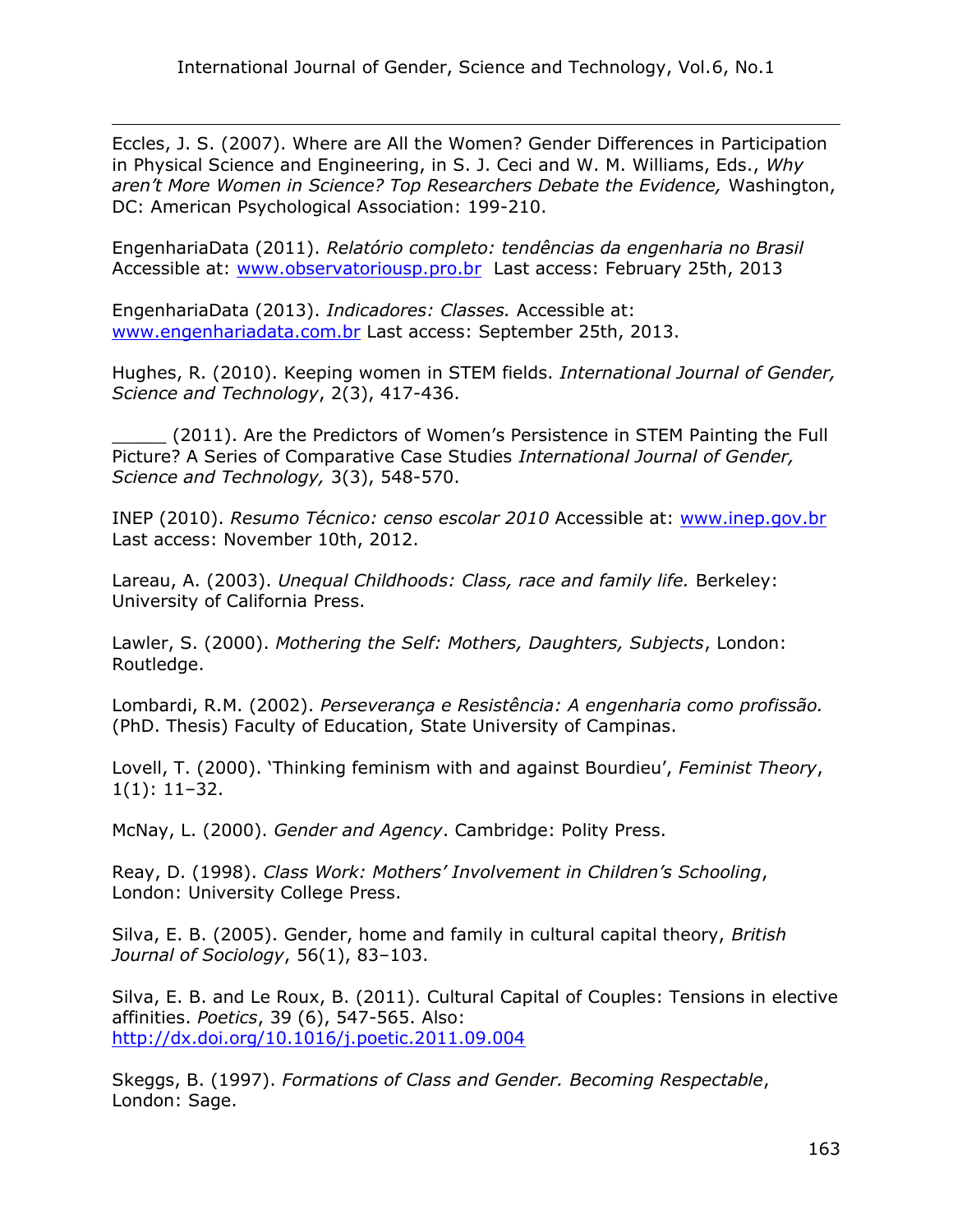Eccles, J. S. (2007). Where are All the Women? Gender Differences in Participation in Physical Science and Engineering, in S. J. Ceci and W. M. Williams, Eds., *Why aren't More Women in Science? Top Researchers Debate the Evidence,* Washington, DC: American Psychological Association: 199-210.

EngenhariaData (2011). *Relatório completo: tendências da engenharia no Brasil* Accessible at: www.observatoriousp.pro.br Last access: February 25th, 2013

EngenhariaData (2013). *Indicadores: Classes.* Accessible at: www.engenhariadata.com.br Last access: September 25th, 2013.

Hughes, R. (2010). Keeping women in STEM fields. *International Journal of Gender, Science and Technology*, 2(3), 417-436.

_____ (2011). Are the Predictors of Women's Persistence in STEM Painting the Full Picture? A Series of Comparative Case Studies *International Journal of Gender, Science and Technology,* 3(3), 548-570.

INEP (2010). *Resumo Técnico: censo escolar 2010* Accessible at: www.inep.gov.br Last access: November 10th, 2012.

Lareau, A. (2003). *Unequal Childhoods: Class, race and family life.* Berkeley: University of California Press.

Lawler, S. (2000). *Mothering the Self: Mothers, Daughters, Subjects*, London: Routledge.

Lombardi, R.M. (2002). *Perseverança e Resistência: A engenharia como profissão.* (PhD. Thesis) Faculty of Education, State University of Campinas.

Lovell, T. (2000). 'Thinking feminism with and against Bourdieu', *Feminist Theory*, 1(1): 11–32.

McNay, L. (2000). *Gender and Agency*. Cambridge: Polity Press.

Reay, D. (1998). *Class Work: Mothers' Involvement in Children's Schooling*, London: University College Press.

Silva, E. B. (2005). Gender, home and family in cultural capital theory, *British Journal of Sociology*, 56(1), 83–103.

Silva, E. B. and Le Roux, B. (2011). Cultural Capital of Couples: Tensions in elective affinities. *Poetics*, 39 (6), 547-565. Also: http://dx.doi.org/10.1016/j.poetic.2011.09.004

Skeggs, B. (1997). *Formations of Class and Gender. Becoming Respectable*, London: Sage.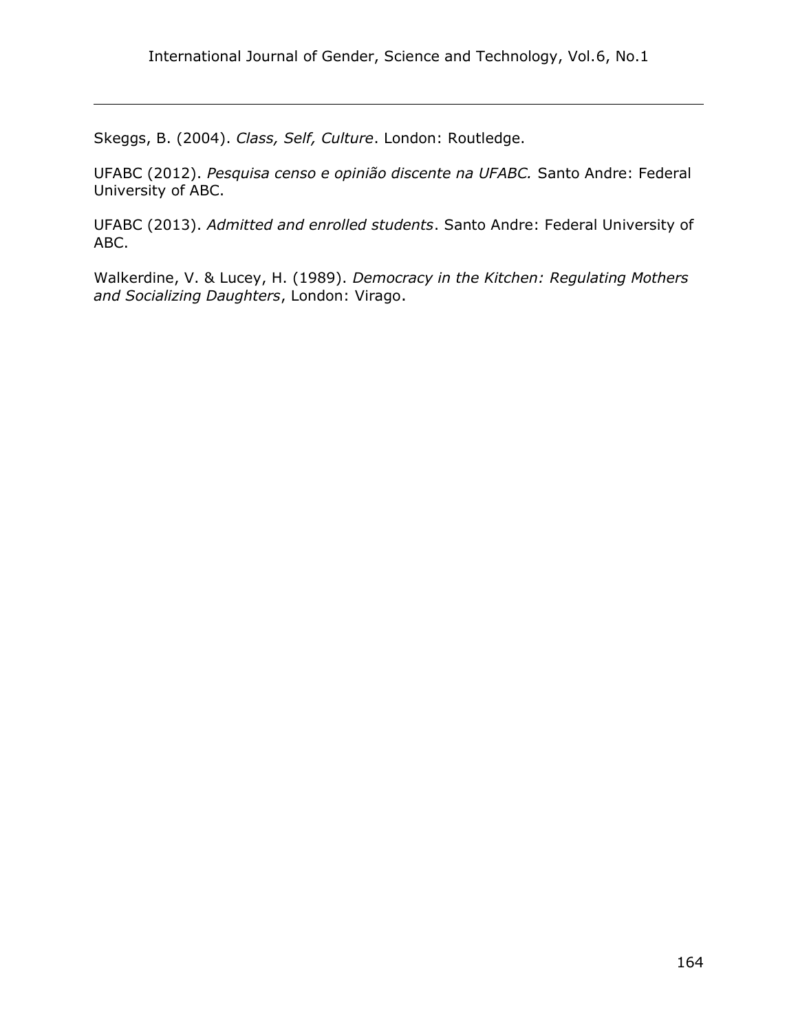Skeggs, B. (2004). *Class, Self, Culture*. London: Routledge.

UFABC (2012). *Pesquisa censo e opinião discente na UFABC.* Santo Andre: Federal University of ABC.

UFABC (2013). *Admitted and enrolled students*. Santo Andre: Federal University of ABC.

Walkerdine, V. & Lucey, H. (1989). *Democracy in the Kitchen: Regulating Mothers and Socializing Daughters*, London: Virago.